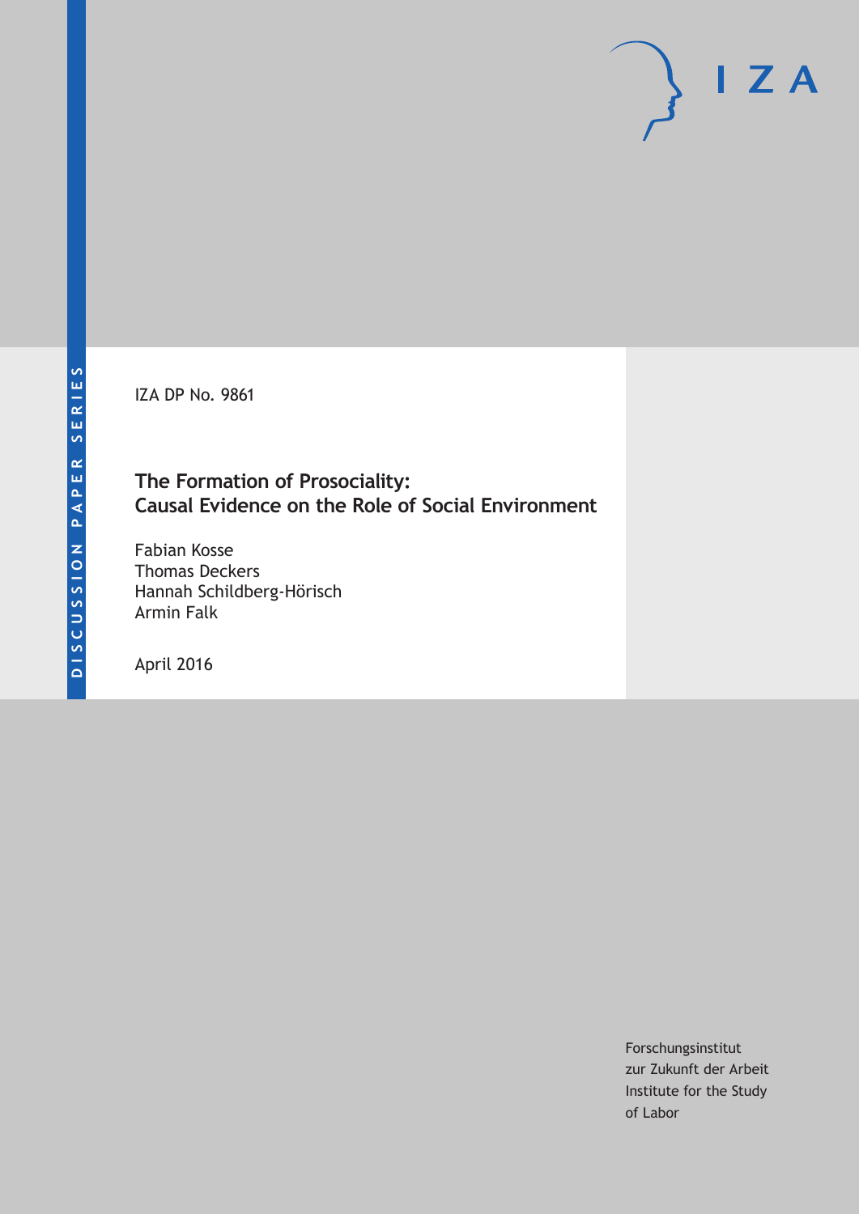DISCUSSION PAPER SERIES

IZA DP No. 9861

# The Formation of Prosociality: Causal Evidence on the Role of Social Environment

Fabian Kosse
Thomas Deckers
Hannah Schildberg-Hörisch
Armin Falk

April 2016

Forschungsinstitut
zur Zukunft der Arbeit
Institute for the Study
of Labor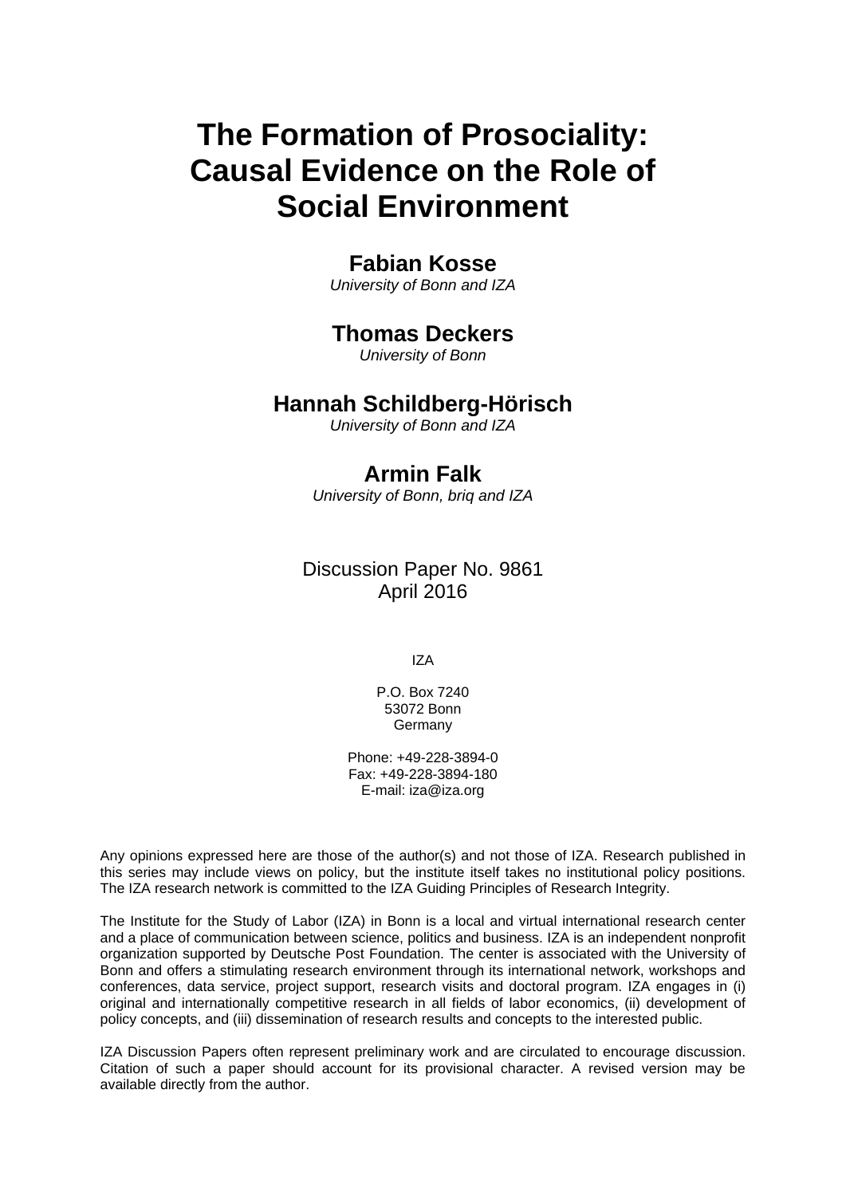# The Formation of Prosociality: Causal Evidence on the Role of Social Environment

## Fabian Kosse

*University of Bonn and IZA*

## Thomas Deckers

*University of Bonn*

## Hannah Schildberg-Hörisch

*University of Bonn and IZA*

## Armin Falk

*University of Bonn, briq and IZA*

Discussion Paper No. 9861
April 2016

IZA

P.O. Box 7240
53072 Bonn
Germany

Phone: +49-228-3894-0
Fax: +49-228-3894-180
E-mail: iza@iza.org

Any opinions expressed here are those of the author(s) and not those of IZA. Research published in this series may include views on policy, but the institute itself takes no institutional policy positions. The IZA research network is committed to the IZA Guiding Principles of Research Integrity.

The Institute for the Study of Labor (IZA) in Bonn is a local and virtual international research center and a place of communication between science, politics and business. IZA is an independent nonprofit organization supported by Deutsche Post Foundation. The center is associated with the University of Bonn and offers a stimulating research environment through its international network, workshops and conferences, data service, project support, research visits and doctoral program. IZA engages in (i) original and internationally competitive research in all fields of labor economics, (ii) development of policy concepts, and (iii) dissemination of research results and concepts to the interested public.

IZA Discussion Papers often represent preliminary work and are circulated to encourage discussion. Citation of such a paper should account for its provisional character. A revised version may be available directly from the author.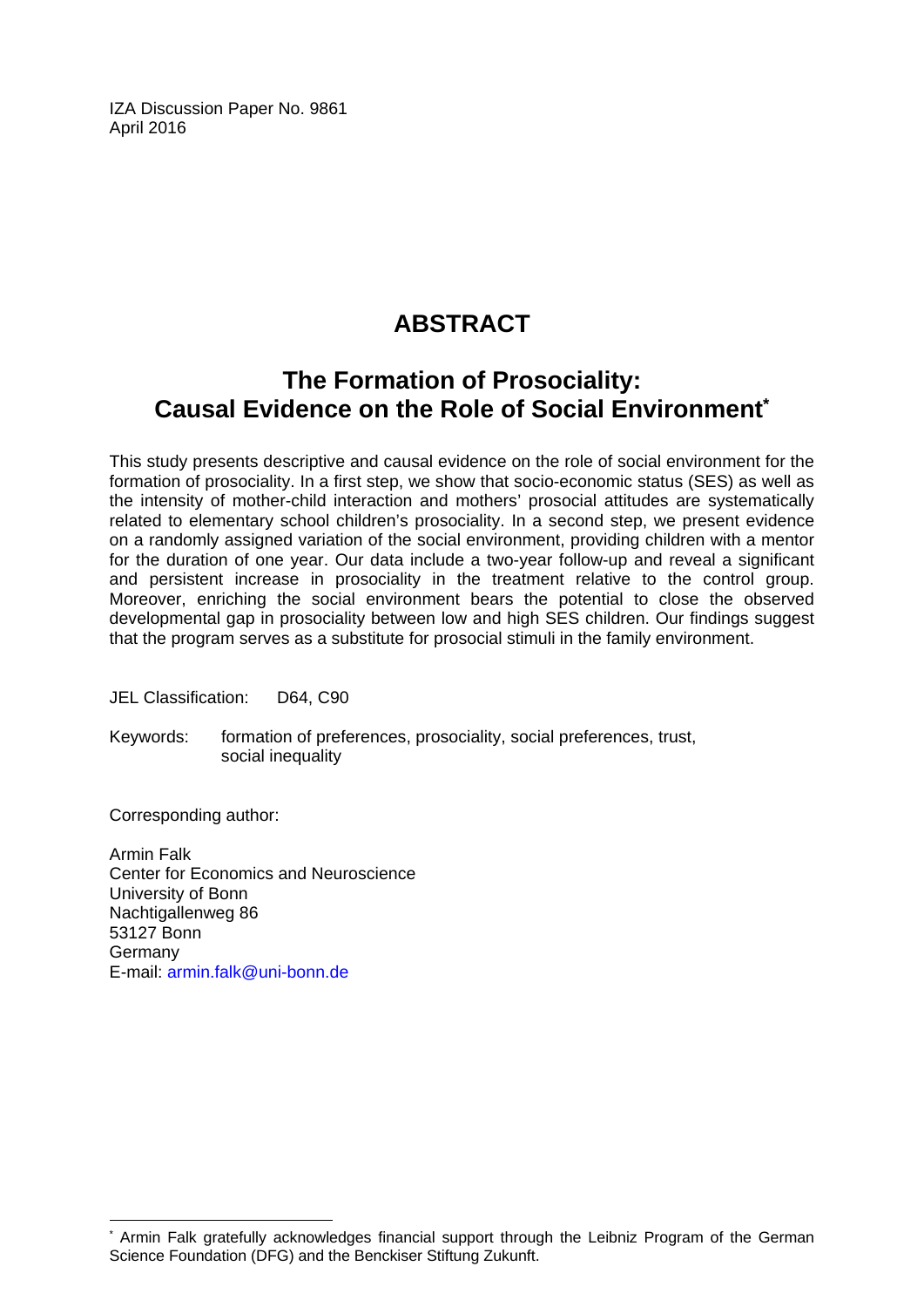IZA Discussion Paper No. 9861
April 2016

# ABSTRACT

## The Formation of Prosociality: Causal Evidence on the Role of Social Environment*

This study presents descriptive and causal evidence on the role of social environment for the formation of prosociality. In a first step, we show that socio-economic status (SES) as well as the intensity of mother-child interaction and mothers' prosocial attitudes are systematically related to elementary school children's prosociality. In a second step, we present evidence on a randomly assigned variation of the social environment, providing children with a mentor for the duration of one year. Our data include a two-year follow-up and reveal a significant and persistent increase in prosociality in the treatment relative to the control group. Moreover, enriching the social environment bears the potential to close the observed developmental gap in prosociality between low and high SES children. Our findings suggest that the program serves as a substitute for prosocial stimuli in the family environment.

JEL Classification: D64, C90

Keywords: formation of preferences, prosociality, social preferences, trust, social inequality

Corresponding author:

Armin Falk
Center for Economics and Neuroscience
University of Bonn
Nachtigallenweg 86
53127 Bonn
Germany
E-mail: armin.falk@uni-bonn.de

---

* Armin Falk gratefully acknowledges financial support through the Leibniz Program of the German Science Foundation (DFG) and the Benckiser Stiftung Zukunft.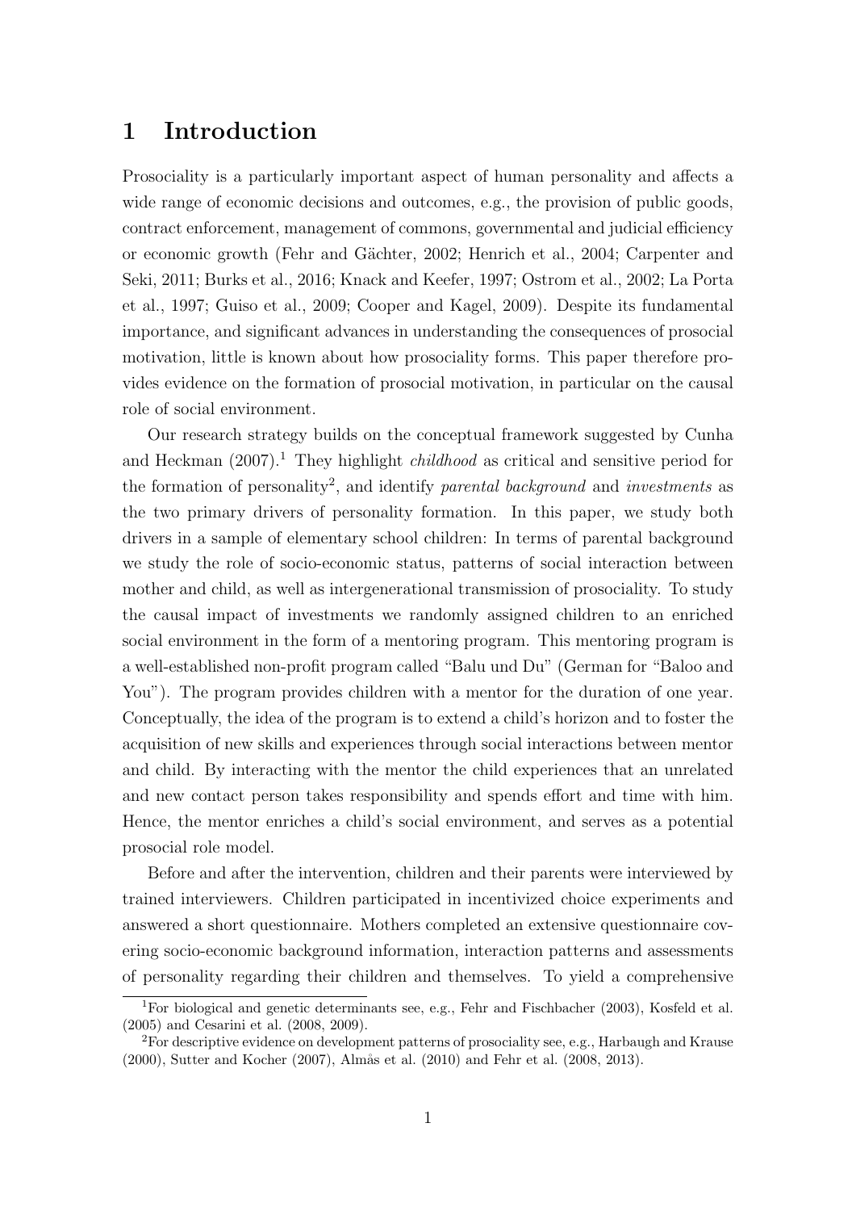# 1 Introduction

Prosociality is a particularly important aspect of human personality and affects a wide range of economic decisions and outcomes, e.g., the provision of public goods, contract enforcement, management of commons, governmental and judicial efficiency or economic growth (Fehr and Gächter, 2002; Henrich et al., 2004; Carpenter and Seki, 2011; Burks et al., 2016; Knack and Keefer, 1997; Ostrom et al., 2002; La Porta et al., 1997; Guiso et al., 2009; Cooper and Kagel, 2009). Despite its fundamental importance, and significant advances in understanding the consequences of prosocial motivation, little is known about how prosociality forms. This paper therefore provides evidence on the formation of prosocial motivation, in particular on the causal role of social environment.

Our research strategy builds on the conceptual framework suggested by Cunha and Heckman (2007).[1] They highlight *childhood* as critical and sensitive period for the formation of personality[2], and identify *parental background* and *investments* as the two primary drivers of personality formation. In this paper, we study both drivers in a sample of elementary school children: In terms of parental background we study the role of socio-economic status, patterns of social interaction between mother and child, as well as intergenerational transmission of prosociality. To study the causal impact of investments we randomly assigned children to an enriched social environment in the form of a mentoring program. This mentoring program is a well-established non-profit program called "Balu und Du" (German for "Baloo and You"). The program provides children with a mentor for the duration of one year. Conceptually, the idea of the program is to extend a child's horizon and to foster the acquisition of new skills and experiences through social interactions between mentor and child. By interacting with the mentor the child experiences that an unrelated and new contact person takes responsibility and spends effort and time with him. Hence, the mentor enriches a child's social environment, and serves as a potential prosocial role model.

Before and after the intervention, children and their parents were interviewed by trained interviewers. Children participated in incentivized choice experiments and answered a short questionnaire. Mothers completed an extensive questionnaire covering socio-economic background information, interaction patterns and assessments of personality regarding their children and themselves. To yield a comprehensive

[1] For biological and genetic determinants see, e.g., Fehr and Fischbacher (2003), Kosfeld et al. (2005) and Cesarini et al. (2008, 2009).

[2] For descriptive evidence on development patterns of prosociality see, e.g., Harbaugh and Krause (2000), Sutter and Kocher (2007), Almås et al. (2010) and Fehr et al. (2008, 2013).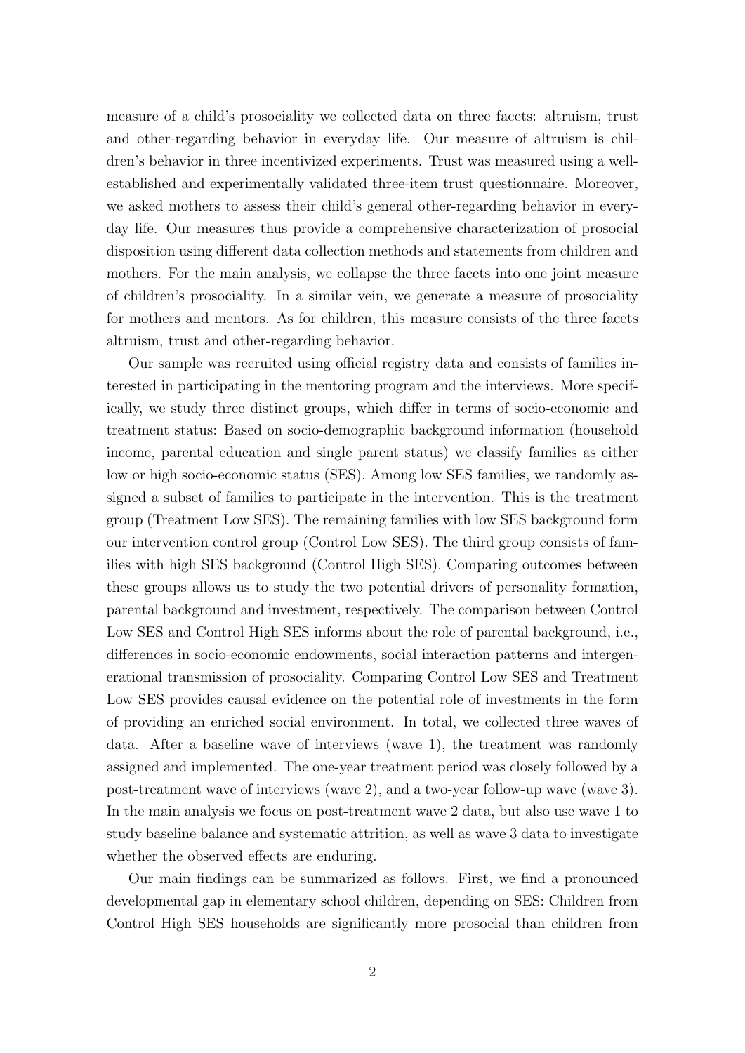measure of a child's prosociality we collected data on three facets: altruism, trust and other-regarding behavior in everyday life. Our measure of altruism is children's behavior in three incentivized experiments. Trust was measured using a well-established and experimentally validated three-item trust questionnaire. Moreover, we asked mothers to assess their child's general other-regarding behavior in everyday life. Our measures thus provide a comprehensive characterization of prosocial disposition using different data collection methods and statements from children and mothers. For the main analysis, we collapse the three facets into one joint measure of children's prosociality. In a similar vein, we generate a measure of prosociality for mothers and mentors. As for children, this measure consists of the three facets altruism, trust and other-regarding behavior.

Our sample was recruited using official registry data and consists of families interested in participating in the mentoring program and the interviews. More specifically, we study three distinct groups, which differ in terms of socio-economic and treatment status: Based on socio-demographic background information (household income, parental education and single parent status) we classify families as either low or high socio-economic status (SES). Among low SES families, we randomly assigned a subset of families to participate in the intervention. This is the treatment group (Treatment Low SES). The remaining families with low SES background form our intervention control group (Control Low SES). The third group consists of families with high SES background (Control High SES). Comparing outcomes between these groups allows us to study the two potential drivers of personality formation, parental background and investment, respectively. The comparison between Control Low SES and Control High SES informs about the role of parental background, i.e., differences in socio-economic endowments, social interaction patterns and intergenerational transmission of prosociality. Comparing Control Low SES and Treatment Low SES provides causal evidence on the potential role of investments in the form of providing an enriched social environment. In total, we collected three waves of data. After a baseline wave of interviews (wave 1), the treatment was randomly assigned and implemented. The one-year treatment period was closely followed by a post-treatment wave of interviews (wave 2), and a two-year follow-up wave (wave 3). In the main analysis we focus on post-treatment wave 2 data, but also use wave 1 to study baseline balance and systematic attrition, as well as wave 3 data to investigate whether the observed effects are enduring.

Our main findings can be summarized as follows. First, we find a pronounced developmental gap in elementary school children, depending on SES: Children from Control High SES households are significantly more prosocial than children from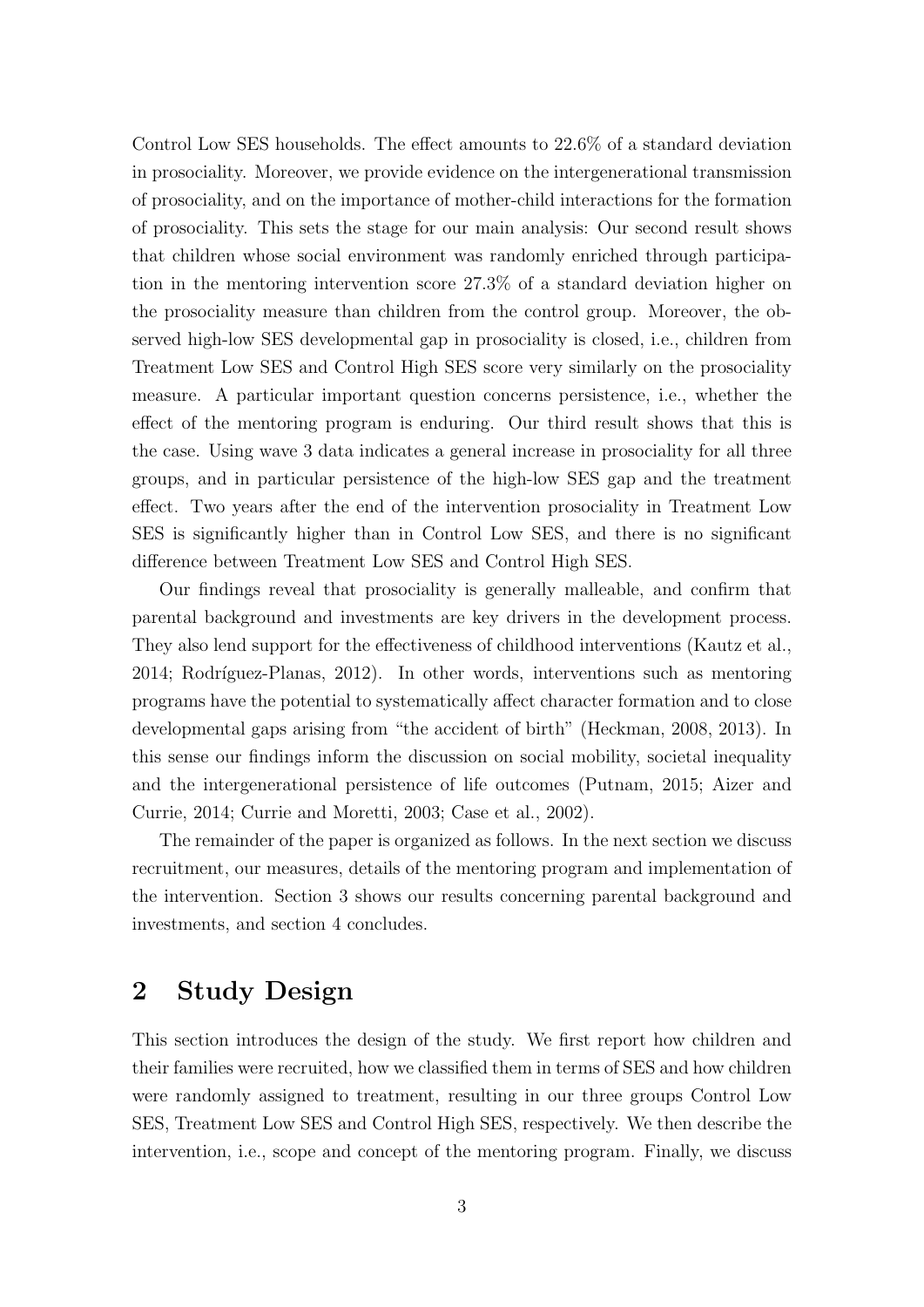Control Low SES households. The effect amounts to 22.6% of a standard deviation in prosociality. Moreover, we provide evidence on the intergenerational transmission of prosociality, and on the importance of mother-child interactions for the formation of prosociality. This sets the stage for our main analysis: Our second result shows that children whose social environment was randomly enriched through participation in the mentoring intervention score 27.3% of a standard deviation higher on the prosociality measure than children from the control group. Moreover, the observed high-low SES developmental gap in prosociality is closed, i.e., children from Treatment Low SES and Control High SES score very similarly on the prosociality measure. A particular important question concerns persistence, i.e., whether the effect of the mentoring program is enduring. Our third result shows that this is the case. Using wave 3 data indicates a general increase in prosociality for all three groups, and in particular persistence of the high-low SES gap and the treatment effect. Two years after the end of the intervention prosociality in Treatment Low SES is significantly higher than in Control Low SES, and there is no significant difference between Treatment Low SES and Control High SES.

Our findings reveal that prosociality is generally malleable, and confirm that parental background and investments are key drivers in the development process. They also lend support for the effectiveness of childhood interventions (Kautz et al., 2014; Rodríguez-Planas, 2012). In other words, interventions such as mentoring programs have the potential to systematically affect character formation and to close developmental gaps arising from "the accident of birth" (Heckman, 2008, 2013). In this sense our findings inform the discussion on social mobility, societal inequality and the intergenerational persistence of life outcomes (Putnam, 2015; Aizer and Currie, 2014; Currie and Moretti, 2003; Case et al., 2002).

The remainder of the paper is organized as follows. In the next section we discuss recruitment, our measures, details of the mentoring program and implementation of the intervention. Section 3 shows our results concerning parental background and investments, and section 4 concludes.

## 2 Study Design

This section introduces the design of the study. We first report how children and their families were recruited, how we classified them in terms of SES and how children were randomly assigned to treatment, resulting in our three groups Control Low SES, Treatment Low SES and Control High SES, respectively. We then describe the intervention, i.e., scope and concept of the mentoring program. Finally, we discuss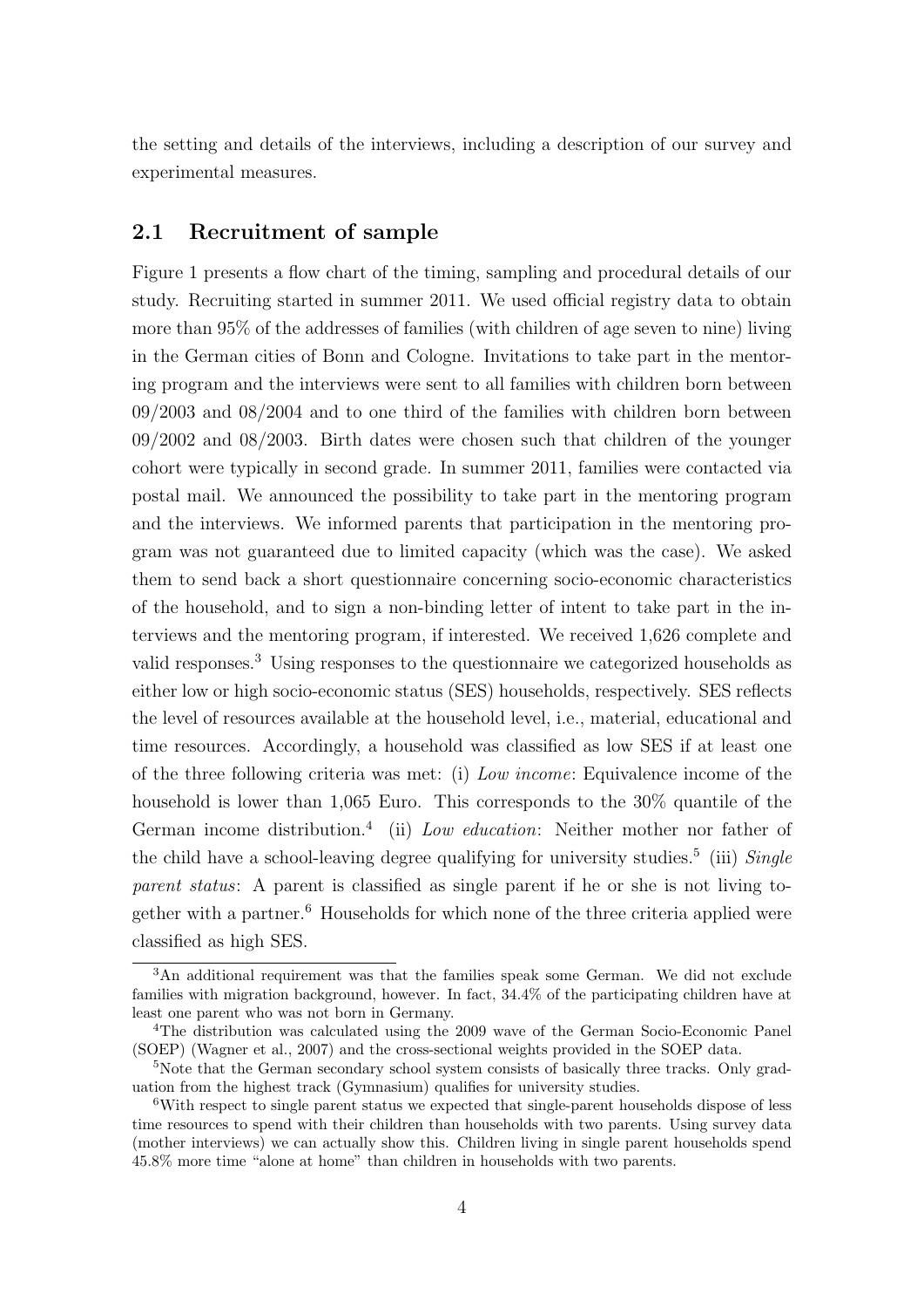the setting and details of the interviews, including a description of our survey and experimental measures.

## 2.1 Recruitment of sample

Figure 1 presents a flow chart of the timing, sampling and procedural details of our study. Recruiting started in summer 2011. We used official registry data to obtain more than 95% of the addresses of families (with children of age seven to nine) living in the German cities of Bonn and Cologne. Invitations to take part in the mentoring program and the interviews were sent to all families with children born between 09/2003 and 08/2004 and to one third of the families with children born between 09/2002 and 08/2003. Birth dates were chosen such that children of the younger cohort were typically in second grade. In summer 2011, families were contacted via postal mail. We announced the possibility to take part in the mentoring program and the interviews. We informed parents that participation in the mentoring program was not guaranteed due to limited capacity (which was the case). We asked them to send back a short questionnaire concerning socio-economic characteristics of the household, and to sign a non-binding letter of intent to take part in the interviews and the mentoring program, if interested. We received 1,626 complete and valid responses.[3] Using responses to the questionnaire we categorized households as either low or high socio-economic status (SES) households, respectively. SES reflects the level of resources available at the household level, i.e., material, educational and time resources. Accordingly, a household was classified as low SES if at least one of the three following criteria was met: (i) *Low income*: Equivalence income of the household is lower than 1,065 Euro. This corresponds to the 30% quantile of the German income distribution.[4] (ii) *Low education*: Neither mother nor father of the child have a school-leaving degree qualifying for university studies.[5] (iii) *Single parent status*: A parent is classified as single parent if he or she is not living together with a partner.[6] Households for which none of the three criteria applied were classified as high SES.

[3] An additional requirement was that the families speak some German. We did not exclude families with migration background, however. In fact, 34.4% of the participating children have at least one parent who was not born in Germany.

[4] The distribution was calculated using the 2009 wave of the German Socio-Economic Panel (SOEP) (Wagner et al., 2007) and the cross-sectional weights provided in the SOEP data.

[5] Note that the German secondary school system consists of basically three tracks. Only graduation from the highest track (Gymnasium) qualifies for university studies.

[6] With respect to single parent status we expected that single-parent households dispose of less time resources to spend with their children than households with two parents. Using survey data (mother interviews) we can actually show this. Children living in single parent households spend 45.8% more time "alone at home" than children in households with two parents.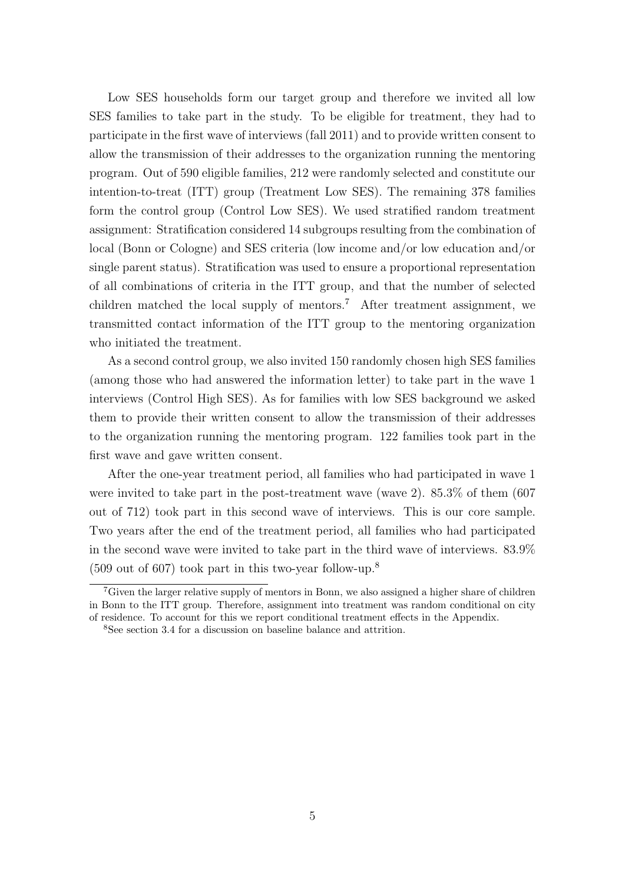Low SES households form our target group and therefore we invited all low SES families to take part in the study. To be eligible for treatment, they had to participate in the first wave of interviews (fall 2011) and to provide written consent to allow the transmission of their addresses to the organization running the mentoring program. Out of 590 eligible families, 212 were randomly selected and constitute our intention-to-treat (ITT) group (Treatment Low SES). The remaining 378 families form the control group (Control Low SES). We used stratified random treatment assignment: Stratification considered 14 subgroups resulting from the combination of local (Bonn or Cologne) and SES criteria (low income and/or low education and/or single parent status). Stratification was used to ensure a proportional representation of all combinations of criteria in the ITT group, and that the number of selected children matched the local supply of mentors.[7] After treatment assignment, we transmitted contact information of the ITT group to the mentoring organization who initiated the treatment.

As a second control group, we also invited 150 randomly chosen high SES families (among those who had answered the information letter) to take part in the wave 1 interviews (Control High SES). As for families with low SES background we asked them to provide their written consent to allow the transmission of their addresses to the organization running the mentoring program. 122 families took part in the first wave and gave written consent.

After the one-year treatment period, all families who had participated in wave 1 were invited to take part in the post-treatment wave (wave 2). 85.3% of them (607 out of 712) took part in this second wave of interviews. This is our core sample. Two years after the end of the treatment period, all families who had participated in the second wave were invited to take part in the third wave of interviews. 83.9% (509 out of 607) took part in this two-year follow-up.[8]

[7]Given the larger relative supply of mentors in Bonn, we also assigned a higher share of children in Bonn to the ITT group. Therefore, assignment into treatment was random conditional on city of residence. To account for this we report conditional treatment effects in the Appendix.

[8]See section 3.4 for a discussion on baseline balance and attrition.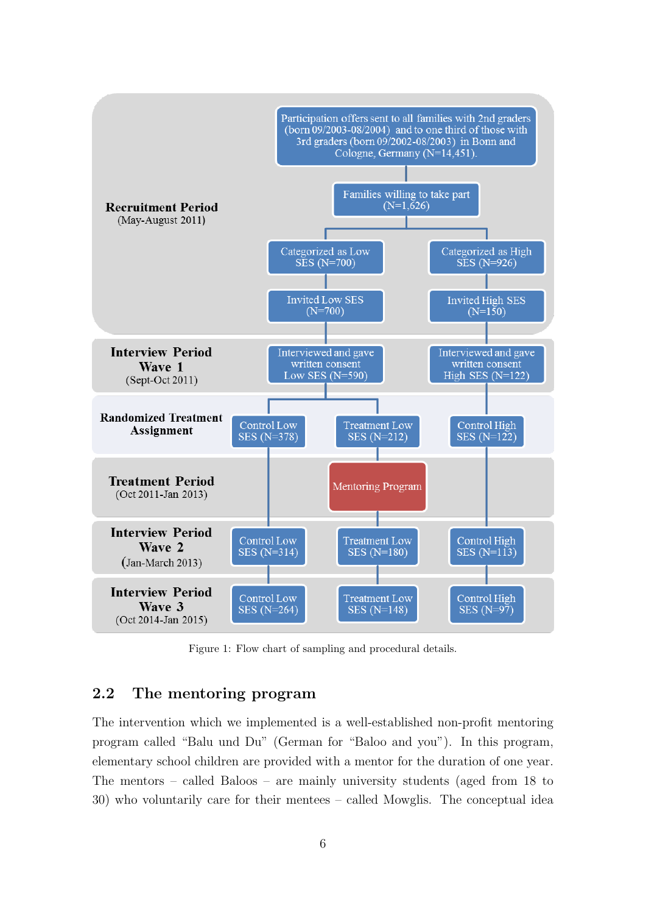**Recruitment Period**
(May-August 2011)

Participation offers sent to all families with 2nd graders (born 09/2003-08/2004) and to one third of those with 3rd graders (born 09/2002-08/2003) in Bonn and Cologne, Germany (N=14,451).

Families willing to take part (N=1,626)

Categorized as Low SES (N=700) | Categorized as High SES (N=926)

Invited Low SES (N=700) | Invited High SES (N=150)

**Interview Period Wave 1**
(Sept-Oct 2011)

Interviewed and gave written consent Low SES (N=590) | Interviewed and gave written consent High SES (N=122)

**Randomized Treatment Assignment**

Control Low SES (N=378) | Treatment Low SES (N=212) | Control High SES (N=122)

**Treatment Period**
(Oct 2011-Jan 2013)

Mentoring Program

**Interview Period Wave 2**
(Jan-March 2013)

Control Low SES (N=314) | Treatment Low SES (N=180) | Control High SES (N=113)

**Interview Period Wave 3**
(Oct 2014-Jan 2015)

Control Low SES (N=264) | Treatment Low SES (N=148) | Control High SES (N=97)

Figure 1: Flow chart of sampling and procedural details.

## 2.2 The mentoring program

The intervention which we implemented is a well-established non-profit mentoring program called "Balu und Du" (German for "Baloo and you"). In this program, elementary school children are provided with a mentor for the duration of one year. The mentors – called Baloos – are mainly university students (aged from 18 to 30) who voluntarily care for their mentees – called Mowglis. The conceptual idea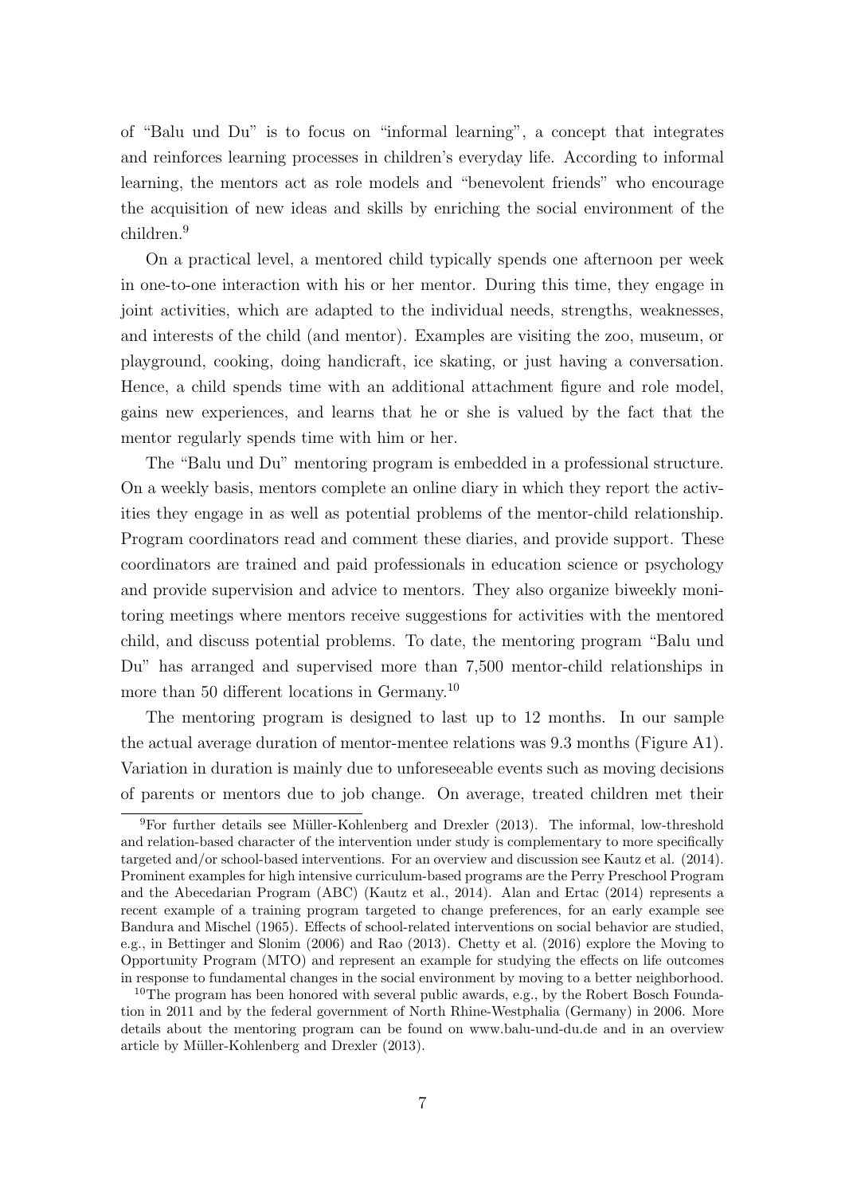of "Balu und Du" is to focus on "informal learning", a concept that integrates and reinforces learning processes in children's everyday life. According to informal learning, the mentors act as role models and "benevolent friends" who encourage the acquisition of new ideas and skills by enriching the social environment of the children.[9]

On a practical level, a mentored child typically spends one afternoon per week in one-to-one interaction with his or her mentor. During this time, they engage in joint activities, which are adapted to the individual needs, strengths, weaknesses, and interests of the child (and mentor). Examples are visiting the zoo, museum, or playground, cooking, doing handicraft, ice skating, or just having a conversation. Hence, a child spends time with an additional attachment figure and role model, gains new experiences, and learns that he or she is valued by the fact that the mentor regularly spends time with him or her.

The "Balu und Du" mentoring program is embedded in a professional structure. On a weekly basis, mentors complete an online diary in which they report the activities they engage in as well as potential problems of the mentor-child relationship. Program coordinators read and comment these diaries, and provide support. These coordinators are trained and paid professionals in education science or psychology and provide supervision and advice to mentors. They also organize biweekly monitoring meetings where mentors receive suggestions for activities with the mentored child, and discuss potential problems. To date, the mentoring program "Balu und Du" has arranged and supervised more than 7,500 mentor-child relationships in more than 50 different locations in Germany.[10]

The mentoring program is designed to last up to 12 months. In our sample the actual average duration of mentor-mentee relations was 9.3 months (Figure A1). Variation in duration is mainly due to unforeseeable events such as moving decisions of parents or mentors due to job change. On average, treated children met their

[9] For further details see Müller-Kohlenberg and Drexler (2013). The informal, low-threshold and relation-based character of the intervention under study is complementary to more specifically targeted and/or school-based interventions. For an overview and discussion see Kautz et al. (2014). Prominent examples for high intensive curriculum-based programs are the Perry Preschool Program and the Abecedarian Program (ABC) (Kautz et al., 2014). Alan and Ertac (2014) represents a recent example of a training program targeted to change preferences, for an early example see Bandura and Mischel (1965). Effects of school-related interventions on social behavior are studied, e.g., in Bettinger and Slonim (2006) and Rao (2013). Chetty et al. (2016) explore the Moving to Opportunity Program (MTO) and represent an example for studying the effects on life outcomes in response to fundamental changes in the social environment by moving to a better neighborhood.

[10] The program has been honored with several public awards, e.g., by the Robert Bosch Foundation in 2011 and by the federal government of North Rhine-Westphalia (Germany) in 2006. More details about the mentoring program can be found on www.balu-und-du.de and in an overview article by Müller-Kohlenberg and Drexler (2013).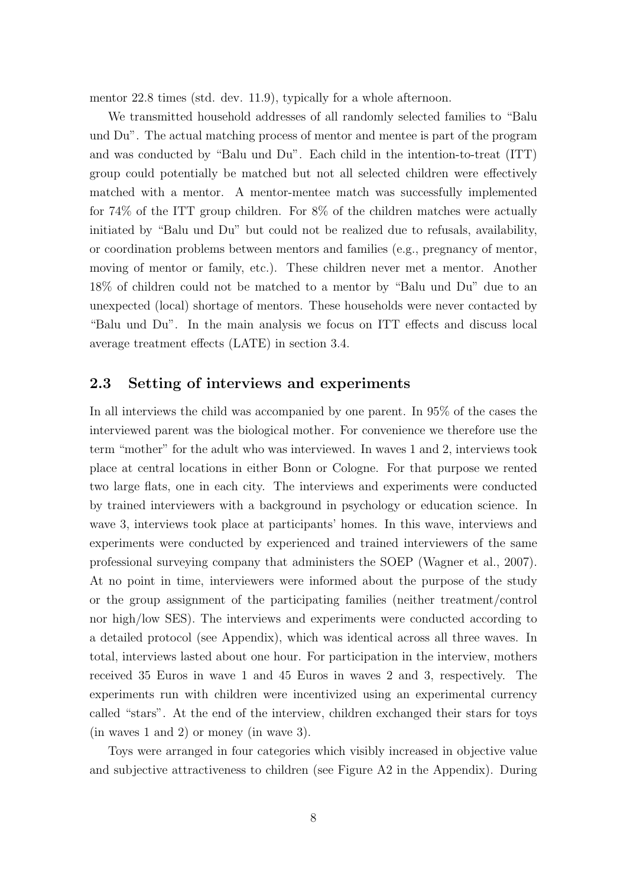mentor 22.8 times (std. dev. 11.9), typically for a whole afternoon.

We transmitted household addresses of all randomly selected families to "Balu und Du". The actual matching process of mentor and mentee is part of the program and was conducted by "Balu und Du". Each child in the intention-to-treat (ITT) group could potentially be matched but not all selected children were effectively matched with a mentor. A mentor-mentee match was successfully implemented for 74% of the ITT group children. For 8% of the children matches were actually initiated by "Balu und Du" but could not be realized due to refusals, availability, or coordination problems between mentors and families (e.g., pregnancy of mentor, moving of mentor or family, etc.). These children never met a mentor. Another 18% of children could not be matched to a mentor by "Balu und Du" due to an unexpected (local) shortage of mentors. These households were never contacted by "Balu und Du". In the main analysis we focus on ITT effects and discuss local average treatment effects (LATE) in section 3.4.

## 2.3 Setting of interviews and experiments

In all interviews the child was accompanied by one parent. In 95% of the cases the interviewed parent was the biological mother. For convenience we therefore use the term "mother" for the adult who was interviewed. In waves 1 and 2, interviews took place at central locations in either Bonn or Cologne. For that purpose we rented two large flats, one in each city. The interviews and experiments were conducted by trained interviewers with a background in psychology or education science. In wave 3, interviews took place at participants' homes. In this wave, interviews and experiments were conducted by experienced and trained interviewers of the same professional surveying company that administers the SOEP (Wagner et al., 2007). At no point in time, interviewers were informed about the purpose of the study or the group assignment of the participating families (neither treatment/control nor high/low SES). The interviews and experiments were conducted according to a detailed protocol (see Appendix), which was identical across all three waves. In total, interviews lasted about one hour. For participation in the interview, mothers received 35 Euros in wave 1 and 45 Euros in waves 2 and 3, respectively. The experiments run with children were incentivized using an experimental currency called "stars". At the end of the interview, children exchanged their stars for toys (in waves 1 and 2) or money (in wave 3).

Toys were arranged in four categories which visibly increased in objective value and subjective attractiveness to children (see Figure A2 in the Appendix). During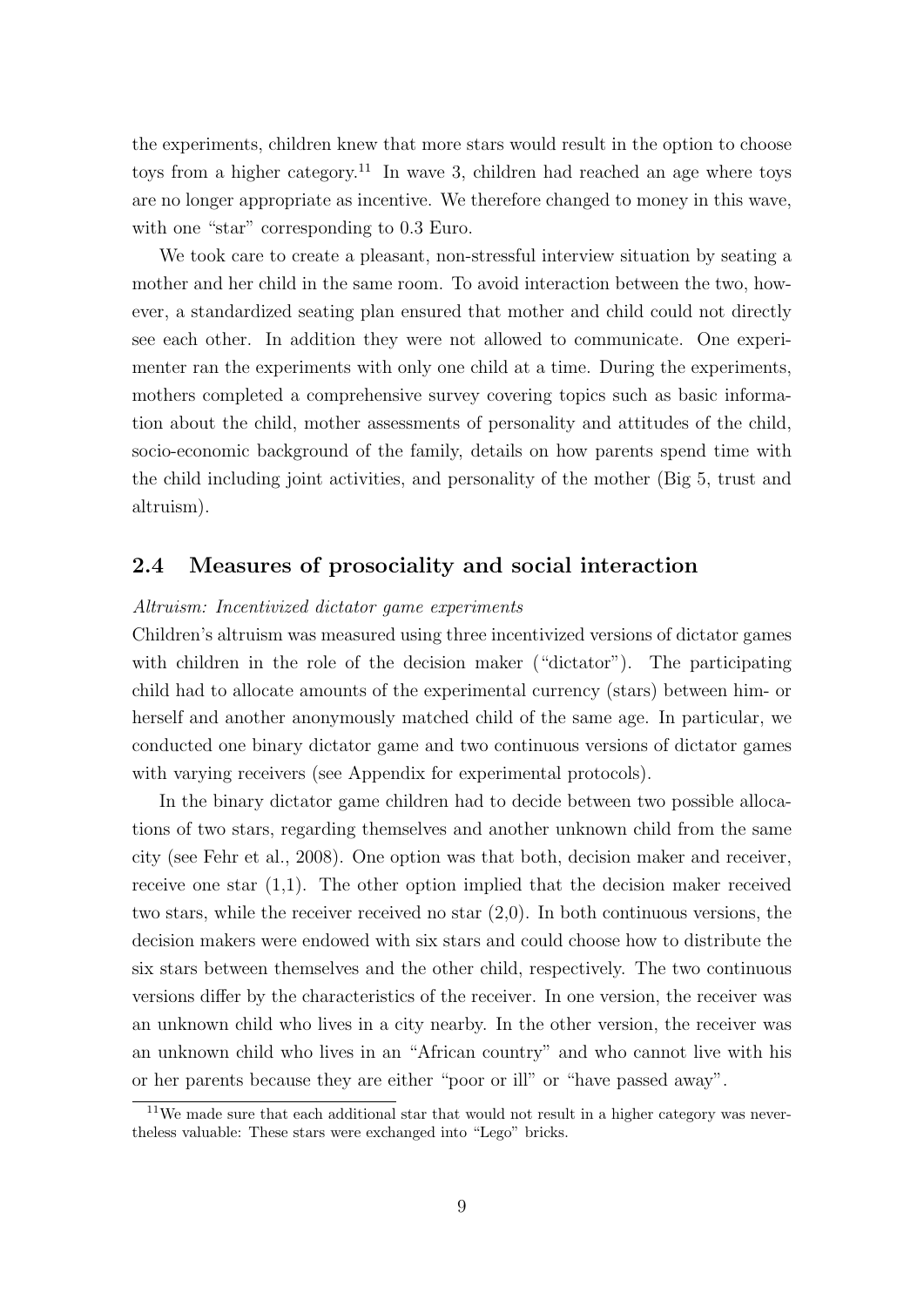the experiments, children knew that more stars would result in the option to choose toys from a higher category.[11] In wave 3, children had reached an age where toys are no longer appropriate as incentive. We therefore changed to money in this wave, with one "star" corresponding to 0.3 Euro.

We took care to create a pleasant, non-stressful interview situation by seating a mother and her child in the same room. To avoid interaction between the two, however, a standardized seating plan ensured that mother and child could not directly see each other. In addition they were not allowed to communicate. One experimenter ran the experiments with only one child at a time. During the experiments, mothers completed a comprehensive survey covering topics such as basic information about the child, mother assessments of personality and attitudes of the child, socio-economic background of the family, details on how parents spend time with the child including joint activities, and personality of the mother (Big 5, trust and altruism).

## 2.4 Measures of prosociality and social interaction

*Altruism: Incentivized dictator game experiments*

Children's altruism was measured using three incentivized versions of dictator games with children in the role of the decision maker ("dictator"). The participating child had to allocate amounts of the experimental currency (stars) between him- or herself and another anonymously matched child of the same age. In particular, we conducted one binary dictator game and two continuous versions of dictator games with varying receivers (see Appendix for experimental protocols).

In the binary dictator game children had to decide between two possible allocations of two stars, regarding themselves and another unknown child from the same city (see Fehr et al., 2008). One option was that both, decision maker and receiver, receive one star (1,1). The other option implied that the decision maker received two stars, while the receiver received no star (2,0). In both continuous versions, the decision makers were endowed with six stars and could choose how to distribute the six stars between themselves and the other child, respectively. The two continuous versions differ by the characteristics of the receiver. In one version, the receiver was an unknown child who lives in a city nearby. In the other version, the receiver was an unknown child who lives in an "African country" and who cannot live with his or her parents because they are either "poor or ill" or "have passed away".

[11] We made sure that each additional star that would not result in a higher category was nevertheless valuable: These stars were exchanged into "Lego" bricks.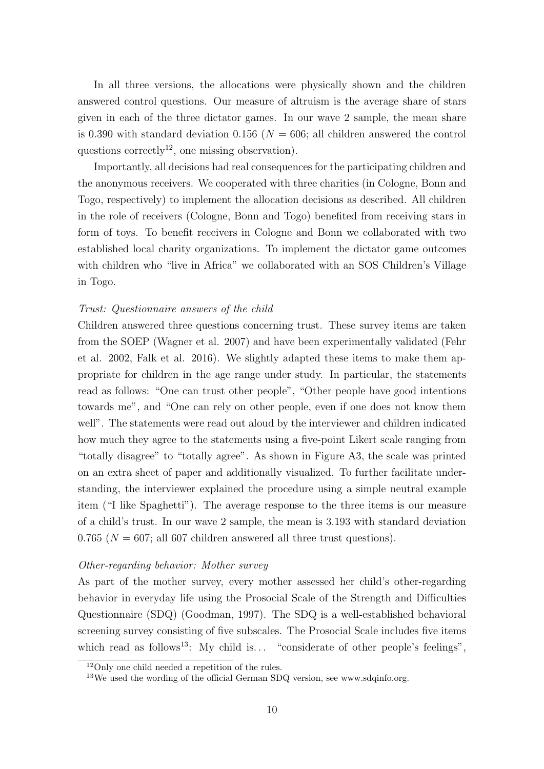In all three versions, the allocations were physically shown and the children answered control questions. Our measure of altruism is the average share of stars given in each of the three dictator games. In our wave 2 sample, the mean share is 0.390 with standard deviation 0.156 ($N = 606$; all children answered the control questions correctly[12], one missing observation).

Importantly, all decisions had real consequences for the participating children and the anonymous receivers. We cooperated with three charities (in Cologne, Bonn and Togo, respectively) to implement the allocation decisions as described. All children in the role of receivers (Cologne, Bonn and Togo) benefited from receiving stars in form of toys. To benefit receivers in Cologne and Bonn we collaborated with two established local charity organizations. To implement the dictator game outcomes with children who "live in Africa" we collaborated with an SOS Children's Village in Togo.

*Trust: Questionnaire answers of the child*

Children answered three questions concerning trust. These survey items are taken from the SOEP (Wagner et al. 2007) and have been experimentally validated (Fehr et al. 2002, Falk et al. 2016). We slightly adapted these items to make them appropriate for children in the age range under study. In particular, the statements read as follows: "One can trust other people", "Other people have good intentions towards me", and "One can rely on other people, even if one does not know them well". The statements were read out aloud by the interviewer and children indicated how much they agree to the statements using a five-point Likert scale ranging from "totally disagree" to "totally agree". As shown in Figure A3, the scale was printed on an extra sheet of paper and additionally visualized. To further facilitate understanding, the interviewer explained the procedure using a simple neutral example item ("I like Spaghetti"). The average response to the three items is our measure of a child's trust. In our wave 2 sample, the mean is 3.193 with standard deviation 0.765 ($N = 607$; all 607 children answered all three trust questions).

*Other-regarding behavior: Mother survey*

As part of the mother survey, every mother assessed her child's other-regarding behavior in everyday life using the Prosocial Scale of the Strength and Difficulties Questionnaire (SDQ) (Goodman, 1997). The SDQ is a well-established behavioral screening survey consisting of five subscales. The Prosocial Scale includes five items which read as follows[13]: My child is... "considerate of other people's feelings",

[12] Only one child needed a repetition of the rules.

[13] We used the wording of the official German SDQ version, see www.sdqinfo.org.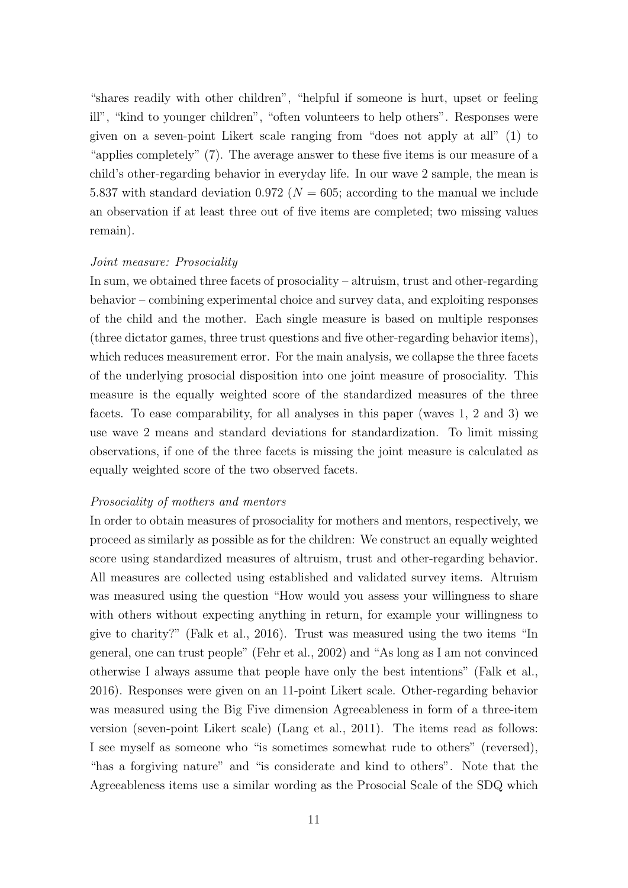“shares readily with other children”, “helpful if someone is hurt, upset or feeling ill”, “kind to younger children”, “often volunteers to help others”. Responses were given on a seven-point Likert scale ranging from “does not apply at all” (1) to “applies completely” (7). The average answer to these five items is our measure of a child’s other-regarding behavior in everyday life. In our wave 2 sample, the mean is 5.837 with standard deviation 0.972 ($N = 605$; according to the manual we include an observation if at least three out of five items are completed; two missing values remain).

*Joint measure: Prosociality*

In sum, we obtained three facets of prosociality – altruism, trust and other-regarding behavior – combining experimental choice and survey data, and exploiting responses of the child and the mother. Each single measure is based on multiple responses (three dictator games, three trust questions and five other-regarding behavior items), which reduces measurement error. For the main analysis, we collapse the three facets of the underlying prosocial disposition into one joint measure of prosociality. This measure is the equally weighted score of the standardized measures of the three facets. To ease comparability, for all analyses in this paper (waves 1, 2 and 3) we use wave 2 means and standard deviations for standardization. To limit missing observations, if one of the three facets is missing the joint measure is calculated as equally weighted score of the two observed facets.

*Prosociality of mothers and mentors*

In order to obtain measures of prosociality for mothers and mentors, respectively, we proceed as similarly as possible as for the children: We construct an equally weighted score using standardized measures of altruism, trust and other-regarding behavior. All measures are collected using established and validated survey items. Altruism was measured using the question “How would you assess your willingness to share with others without expecting anything in return, for example your willingness to give to charity?” (Falk et al., 2016). Trust was measured using the two items “In general, one can trust people” (Fehr et al., 2002) and “As long as I am not convinced otherwise I always assume that people have only the best intentions” (Falk et al., 2016). Responses were given on an 11-point Likert scale. Other-regarding behavior was measured using the Big Five dimension Agreeableness in form of a three-item version (seven-point Likert scale) (Lang et al., 2011). The items read as follows: I see myself as someone who “is sometimes somewhat rude to others” (reversed), “has a forgiving nature” and “is considerate and kind to others”. Note that the Agreeableness items use a similar wording as the Prosocial Scale of the SDQ which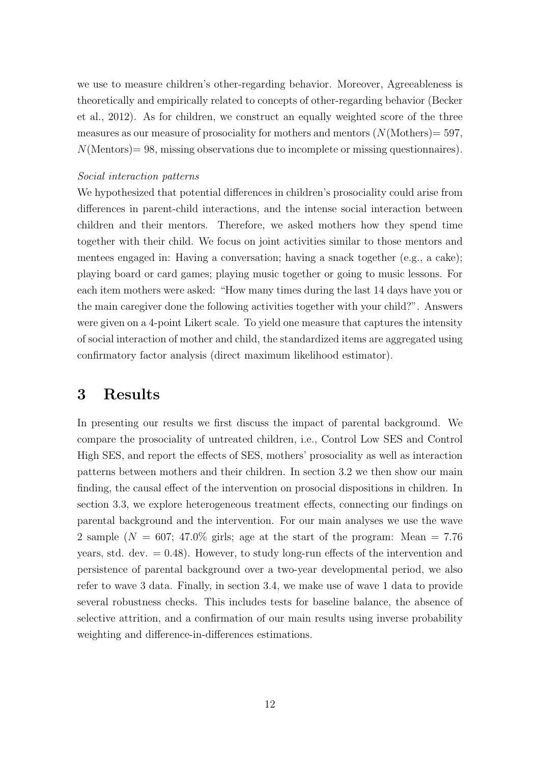we use to measure children's other-regarding behavior. Moreover, Agreeableness is theoretically and empirically related to concepts of other-regarding behavior (Becker et al., 2012). As for children, we construct an equally weighted score of the three measures as our measure of prosociality for mothers and mentors ($N$(Mothers)= 597, $N$(Mentors)= 98, missing observations due to incomplete or missing questionnaires).

*Social interaction patterns*

We hypothesized that potential differences in children's prosociality could arise from differences in parent-child interactions, and the intense social interaction between children and their mentors. Therefore, we asked mothers how they spend time together with their child. We focus on joint activities similar to those mentors and mentees engaged in: Having a conversation; having a snack together (e.g., a cake); playing board or card games; playing music together or going to music lessons. For each item mothers were asked: "How many times during the last 14 days have you or the main caregiver done the following activities together with your child?". Answers were given on a 4-point Likert scale. To yield one measure that captures the intensity of social interaction of mother and child, the standardized items are aggregated using confirmatory factor analysis (direct maximum likelihood estimator).

# 3 Results

In presenting our results we first discuss the impact of parental background. We compare the prosociality of untreated children, i.e., Control Low SES and Control High SES, and report the effects of SES, mothers' prosociality as well as interaction patterns between mothers and their children. In section 3.2 we then show our main finding, the causal effect of the intervention on prosocial dispositions in children. In section 3.3, we explore heterogeneous treatment effects, connecting our findings on parental background and the intervention. For our main analyses we use the wave 2 sample ($N$ = 607; 47.0% girls; age at the start of the program: Mean = 7.76 years, std. dev. = 0.48). However, to study long-run effects of the intervention and persistence of parental background over a two-year developmental period, we also refer to wave 3 data. Finally, in section 3.4, we make use of wave 1 data to provide several robustness checks. This includes tests for baseline balance, the absence of selective attrition, and a confirmation of our main results using inverse probability weighting and difference-in-differences estimations.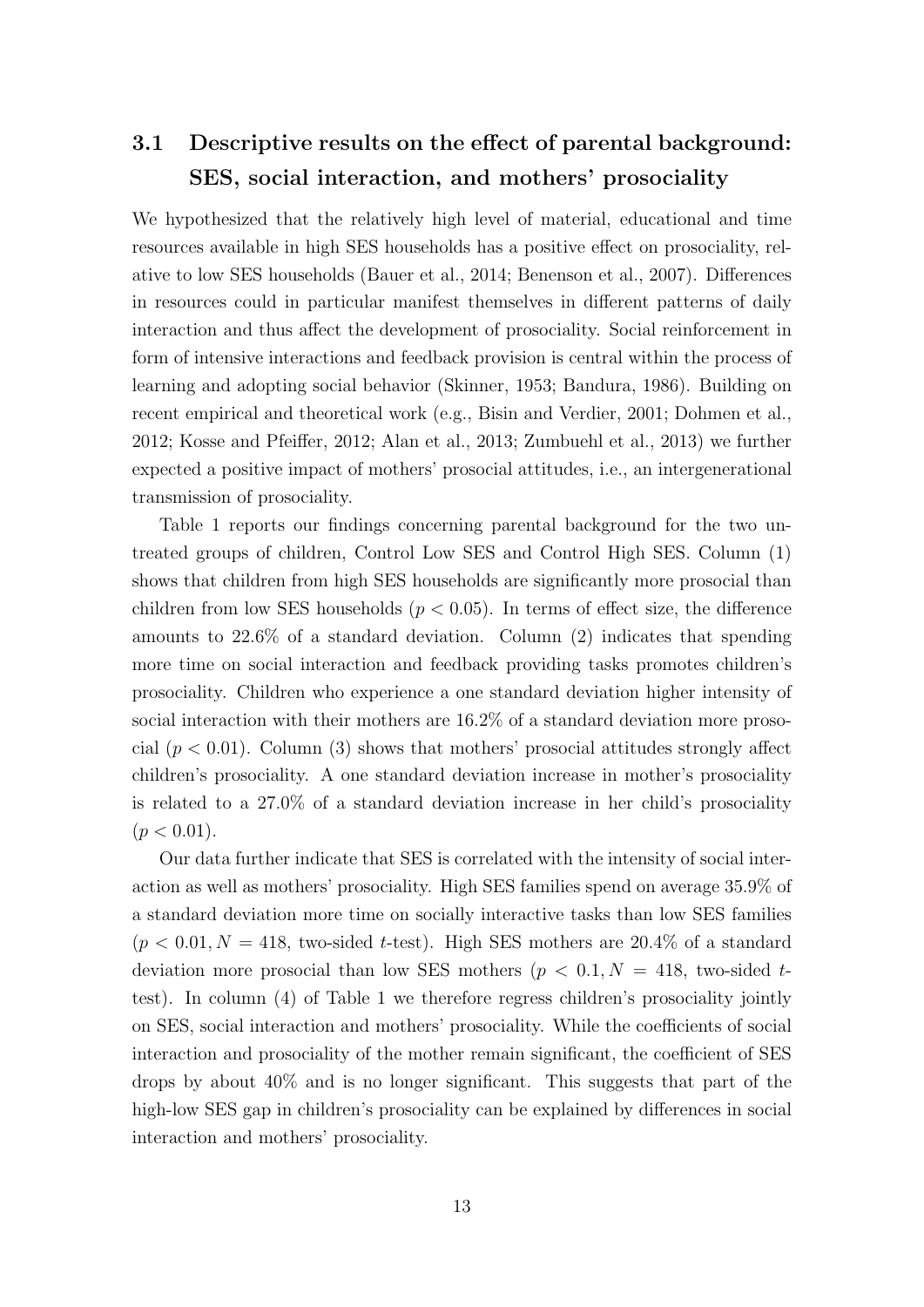### 3.1 Descriptive results on the effect of parental background: SES, social interaction, and mothers' prosociality

We hypothesized that the relatively high level of material, educational and time resources available in high SES households has a positive effect on prosociality, relative to low SES households (Bauer et al., 2014; Benenson et al., 2007). Differences in resources could in particular manifest themselves in different patterns of daily interaction and thus affect the development of prosociality. Social reinforcement in form of intensive interactions and feedback provision is central within the process of learning and adopting social behavior (Skinner, 1953; Bandura, 1986). Building on recent empirical and theoretical work (e.g., Bisin and Verdier, 2001; Dohmen et al., 2012; Kosse and Pfeiffer, 2012; Alan et al., 2013; Zumbuehl et al., 2013) we further expected a positive impact of mothers' prosocial attitudes, i.e., an intergenerational transmission of prosociality.

Table 1 reports our findings concerning parental background for the two untreated groups of children, Control Low SES and Control High SES. Column (1) shows that children from high SES households are significantly more prosocial than children from low SES households ($p < 0.05$). In terms of effect size, the difference amounts to 22.6% of a standard deviation. Column (2) indicates that spending more time on social interaction and feedback providing tasks promotes children's prosociality. Children who experience a one standard deviation higher intensity of social interaction with their mothers are 16.2% of a standard deviation more prosocial ($p < 0.01$). Column (3) shows that mothers' prosocial attitudes strongly affect children's prosociality. A one standard deviation increase in mother's prosociality is related to a 27.0% of a standard deviation increase in her child's prosociality ($p < 0.01$).

Our data further indicate that SES is correlated with the intensity of social interaction as well as mothers' prosociality. High SES families spend on average 35.9% of a standard deviation more time on socially interactive tasks than low SES families ($p < 0.01, N = 418$, two-sided $t$-test). High SES mothers are 20.4% of a standard deviation more prosocial than low SES mothers ($p < 0.1, N = 418$, two-sided $t$-test). In column (4) of Table 1 we therefore regress children's prosociality jointly on SES, social interaction and mothers' prosociality. While the coefficients of social interaction and prosociality of the mother remain significant, the coefficient of SES drops by about 40% and is no longer significant. This suggests that part of the high-low SES gap in children's prosociality can be explained by differences in social interaction and mothers' prosociality.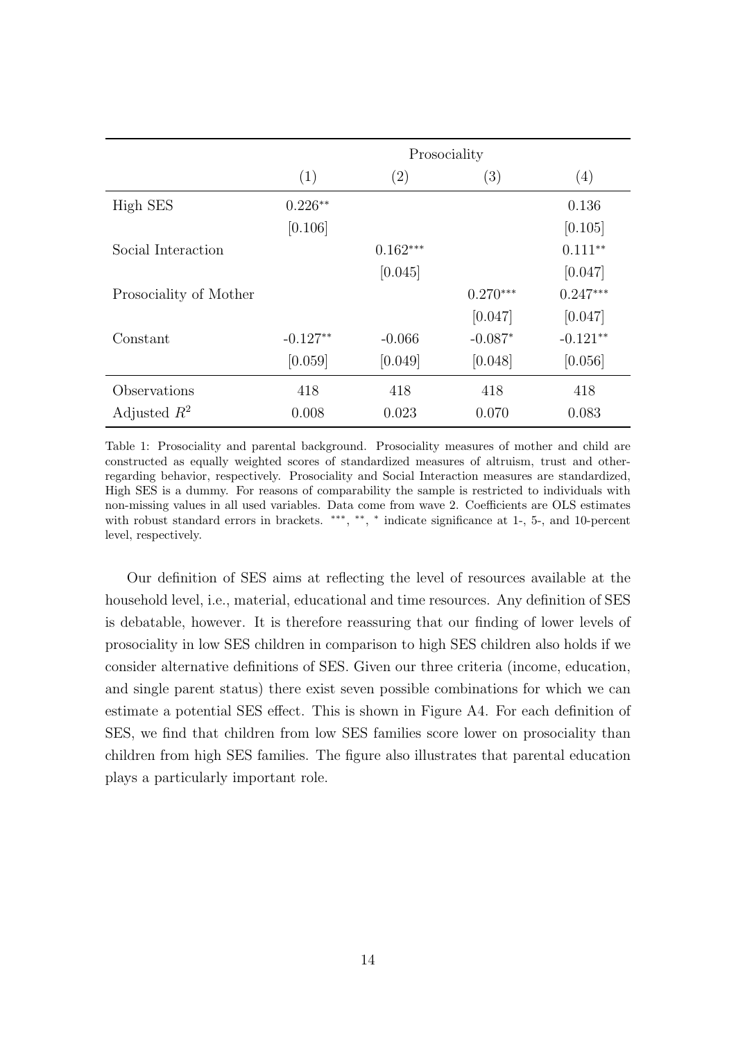| | Prosociality | | | |
|---|---|---|---|---|
| | (1) | (2) | (3) | (4) |
| High SES | 0.226** | | | 0.136 |
| | [0.106] | | | [0.105] |
| Social Interaction | | 0.162*** | | 0.111** |
| | | [0.045] | | [0.047] |
| Prosociality of Mother | | | 0.270*** | 0.247*** |
| | | | [0.047] | [0.047] |
| Constant | -0.127** | -0.066 | -0.087* | -0.121** |
| | [0.059] | [0.049] | [0.048] | [0.056] |
| Observations | 418 | 418 | 418 | 418 |
| Adjusted $R^2$ | 0.008 | 0.023 | 0.070 | 0.083 |

Table 1: Prosociality and parental background. Prosociality measures of mother and child are constructed as equally weighted scores of standardized measures of altruism, trust and other-regarding behavior, respectively. Prosociality and Social Interaction measures are standardized, High SES is a dummy. For reasons of comparability the sample is restricted to individuals with non-missing values in all used variables. Data come from wave 2. Coefficients are OLS estimates with robust standard errors in brackets. ***, **, * indicate significance at 1-, 5-, and 10-percent level, respectively.

Our definition of SES aims at reflecting the level of resources available at the household level, i.e., material, educational and time resources. Any definition of SES is debatable, however. It is therefore reassuring that our finding of lower levels of prosociality in low SES children in comparison to high SES children also holds if we consider alternative definitions of SES. Given our three criteria (income, education, and single parent status) there exist seven possible combinations for which we can estimate a potential SES effect. This is shown in Figure A4. For each definition of SES, we find that children from low SES families score lower on prosociality than children from high SES families. The figure also illustrates that parental education plays a particularly important role.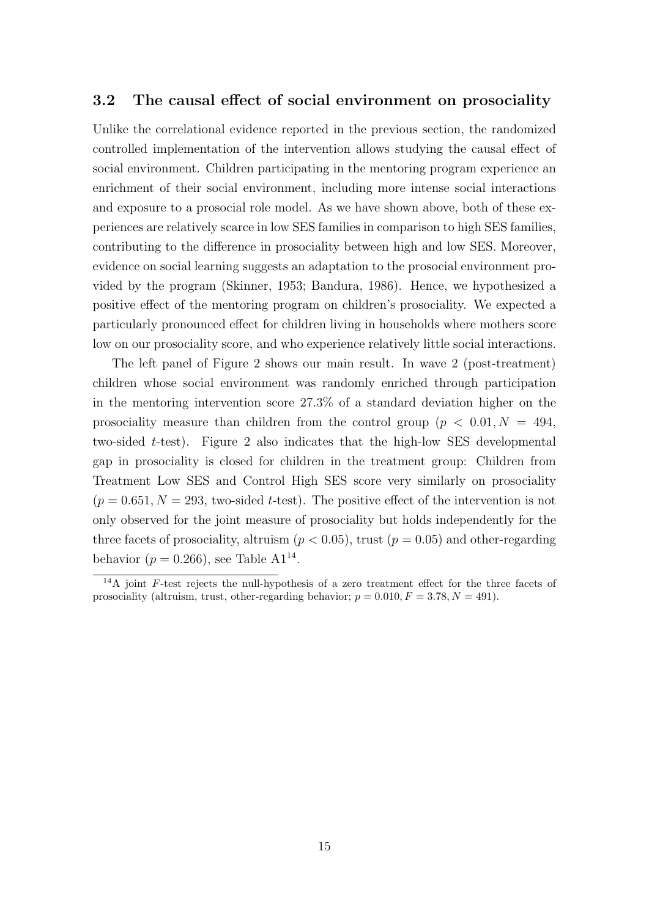## 3.2 The causal effect of social environment on prosociality

Unlike the correlational evidence reported in the previous section, the randomized controlled implementation of the intervention allows studying the causal effect of social environment. Children participating in the mentoring program experience an enrichment of their social environment, including more intense social interactions and exposure to a prosocial role model. As we have shown above, both of these experiences are relatively scarce in low SES families in comparison to high SES families, contributing to the difference in prosociality between high and low SES. Moreover, evidence on social learning suggests an adaptation to the prosocial environment provided by the program (Skinner, 1953; Bandura, 1986). Hence, we hypothesized a positive effect of the mentoring program on children's prosociality. We expected a particularly pronounced effect for children living in households where mothers score low on our prosociality score, and who experience relatively little social interactions.

The left panel of Figure 2 shows our main result. In wave 2 (post-treatment) children whose social environment was randomly enriched through participation in the mentoring intervention score 27.3% of a standard deviation higher on the prosociality measure than children from the control group ($p < 0.01, N = 494$, two-sided $t$-test). Figure 2 also indicates that the high-low SES developmental gap in prosociality is closed for children in the treatment group: Children from Treatment Low SES and Control High SES score very similarly on prosociality ($p = 0.651, N = 293$, two-sided $t$-test). The positive effect of the intervention is not only observed for the joint measure of prosociality but holds independently for the three facets of prosociality, altruism ($p < 0.05$), trust ($p = 0.05$) and other-regarding behavior ($p = 0.266$), see Table A1[14].

[14] A joint $F$-test rejects the null-hypothesis of a zero treatment effect for the three facets of prosociality (altruism, trust, other-regarding behavior; $p = 0.010, F = 3.78, N = 491$).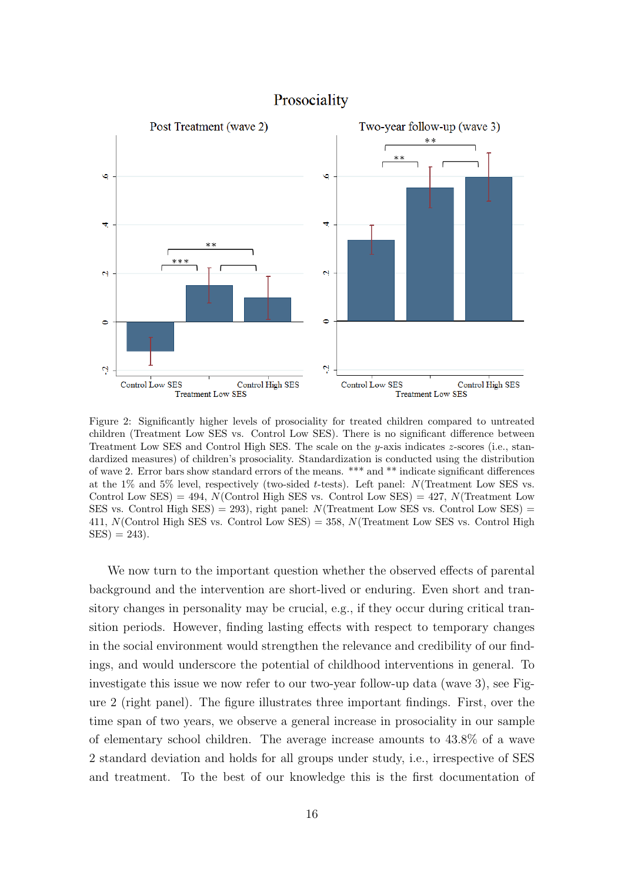Figure 2: Significantly higher levels of prosociality for treated children compared to untreated children (Treatment Low SES vs. Control Low SES). There is no significant difference between Treatment Low SES and Control High SES. The scale on the $y$-axis indicates $z$-scores (i.e., standardized measures) of children's prosociality. Standardization is conducted using the distribution of wave 2. Error bars show standard errors of the means. *** and ** indicate significant differences at the 1% and 5% level, respectively (two-sided $t$-tests). Left panel: $N$(Treatment Low SES vs. Control Low SES) = 494, $N$(Control High SES vs. Control Low SES) = 427, $N$(Treatment Low SES vs. Control High SES) = 293), right panel: $N$(Treatment Low SES vs. Control Low SES) = 411, $N$(Control High SES vs. Control Low SES) = 358, $N$(Treatment Low SES vs. Control High SES) = 243).

We now turn to the important question whether the observed effects of parental background and the intervention are short-lived or enduring. Even short and transitory changes in personality may be crucial, e.g., if they occur during critical transition periods. However, finding lasting effects with respect to temporary changes in the social environment would strengthen the relevance and credibility of our findings, and would underscore the potential of childhood interventions in general. To investigate this issue we now refer to our two-year follow-up data (wave 3), see Figure 2 (right panel). The figure illustrates three important findings. First, over the time span of two years, we observe a general increase in prosociality in our sample of elementary school children. The average increase amounts to 43.8% of a wave 2 standard deviation and holds for all groups under study, i.e., irrespective of SES and treatment. To the best of our knowledge this is the first documentation of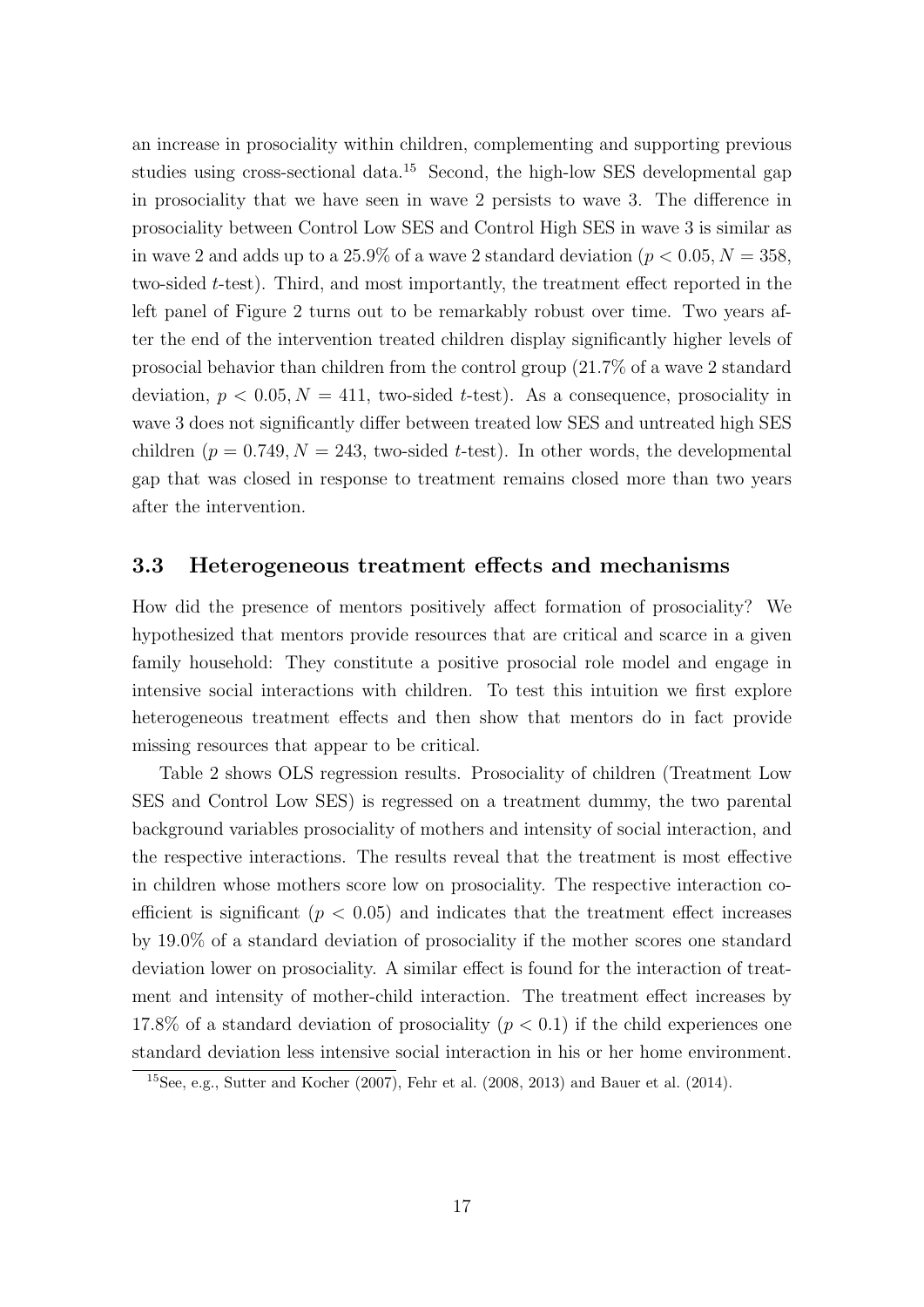an increase in prosociality within children, complementing and supporting previous studies using cross-sectional data.[15] Second, the high-low SES developmental gap in prosociality that we have seen in wave 2 persists to wave 3. The difference in prosociality between Control Low SES and Control High SES in wave 3 is similar as in wave 2 and adds up to a 25.9% of a wave 2 standard deviation ($p < 0.05, N = 358$, two-sided $t$-test). Third, and most importantly, the treatment effect reported in the left panel of Figure 2 turns out to be remarkably robust over time. Two years after the end of the intervention treated children display significantly higher levels of prosocial behavior than children from the control group (21.7% of a wave 2 standard deviation, $p < 0.05, N = 411$, two-sided $t$-test). As a consequence, prosociality in wave 3 does not significantly differ between treated low SES and untreated high SES children ($p = 0.749, N = 243$, two-sided $t$-test). In other words, the developmental gap that was closed in response to treatment remains closed more than two years after the intervention.

### 3.3 Heterogeneous treatment effects and mechanisms

How did the presence of mentors positively affect formation of prosociality? We hypothesized that mentors provide resources that are critical and scarce in a given family household: They constitute a positive prosocial role model and engage in intensive social interactions with children. To test this intuition we first explore heterogeneous treatment effects and then show that mentors do in fact provide missing resources that appear to be critical.

Table 2 shows OLS regression results. Prosociality of children (Treatment Low SES and Control Low SES) is regressed on a treatment dummy, the two parental background variables prosociality of mothers and intensity of social interaction, and the respective interactions. The results reveal that the treatment is most effective in children whose mothers score low on prosociality. The respective interaction coefficient is significant ($p < 0.05$) and indicates that the treatment effect increases by 19.0% of a standard deviation of prosociality if the mother scores one standard deviation lower on prosociality. A similar effect is found for the interaction of treatment and intensity of mother-child interaction. The treatment effect increases by 17.8% of a standard deviation of prosociality ($p < 0.1$) if the child experiences one standard deviation less intensive social interaction in his or her home environment.

[15] See, e.g., Sutter and Kocher (2007), Fehr et al. (2008, 2013) and Bauer et al. (2014).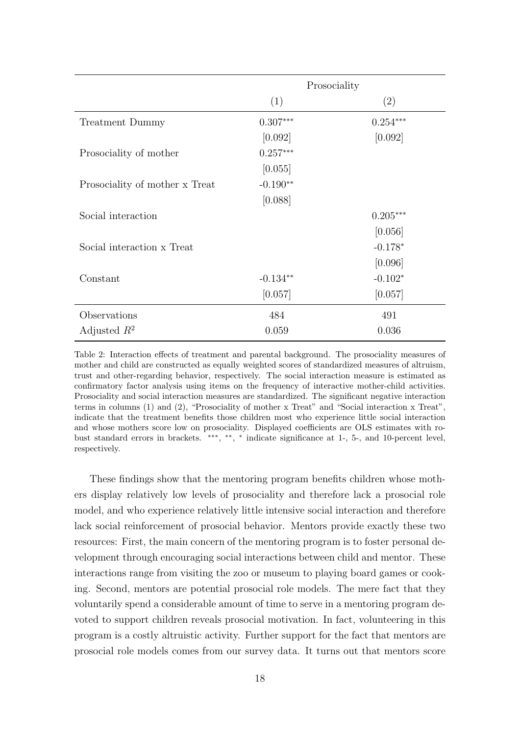| | Prosociality | |
|---|---|---|
| | (1) | (2) |
| Treatment Dummy | $0.307^{***}$ | $0.254^{***}$ |
| | [0.092] | [0.092] |
| Prosociality of mother | $0.257^{***}$ | |
| | [0.055] | |
| Prosociality of mother x Treat | $-0.190^{**}$ | |
| | [0.088] | |
| Social interaction | | $0.205^{***}$ |
| | | [0.056] |
| Social interaction x Treat | | $-0.178^{*}$ |
| | | [0.096] |
| Constant | $-0.134^{**}$ | $-0.102^{*}$ |
| | [0.057] | [0.057] |
| Observations | 484 | 491 |
| Adjusted $R^2$ | 0.059 | 0.036 |

Table 2: Interaction effects of treatment and parental background. The prosociality measures of mother and child are constructed as equally weighted scores of standardized measures of altruism, trust and other-regarding behavior, respectively. The social interaction measure is estimated as confirmatory factor analysis using items on the frequency of interactive mother-child activities. Prosociality and social interaction measures are standardized. The significant negative interaction terms in columns (1) and (2), "Prosociality of mother x Treat" and "Social interaction x Treat", indicate that the treatment benefits those children most who experience little social interaction and whose mothers score low on prosociality. Displayed coefficients are OLS estimates with robust standard errors in brackets. $^{***}$, $^{**}$, $^{*}$ indicate significance at 1-, 5-, and 10-percent level, respectively.

These findings show that the mentoring program benefits children whose mothers display relatively low levels of prosociality and therefore lack a prosocial role model, and who experience relatively little intensive social interaction and therefore lack social reinforcement of prosocial behavior. Mentors provide exactly these two resources: First, the main concern of the mentoring program is to foster personal development through encouraging social interactions between child and mentor. These interactions range from visiting the zoo or museum to playing board games or cooking. Second, mentors are potential prosocial role models. The mere fact that they voluntarily spend a considerable amount of time to serve in a mentoring program devoted to support children reveals prosocial motivation. In fact, volunteering in this program is a costly altruistic activity. Further support for the fact that mentors are prosocial role models comes from our survey data. It turns out that mentors score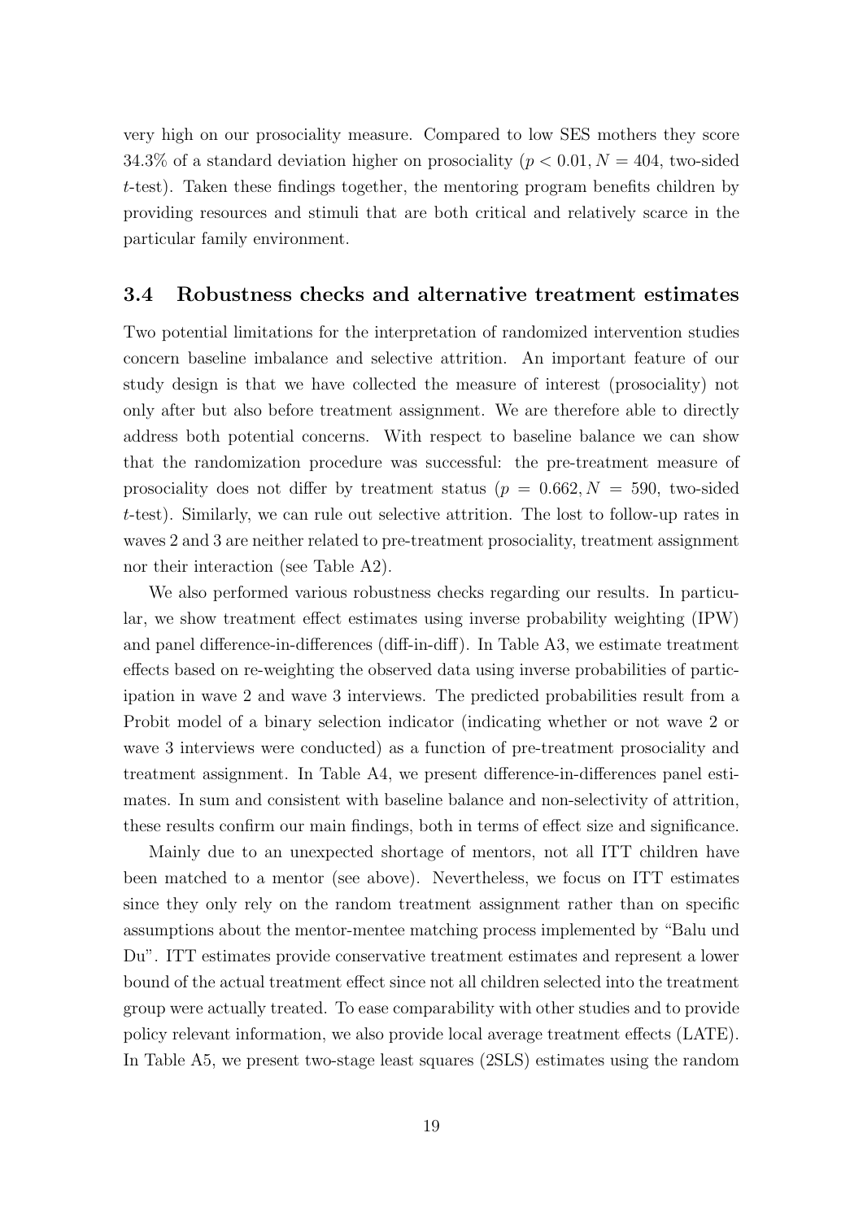very high on our prosociality measure. Compared to low SES mothers they score 34.3% of a standard deviation higher on prosociality ($p < 0.01, N = 404$, two-sided $t$-test). Taken these findings together, the mentoring program benefits children by providing resources and stimuli that are both critical and relatively scarce in the particular family environment.

### 3.4 Robustness checks and alternative treatment estimates

Two potential limitations for the interpretation of randomized intervention studies concern baseline imbalance and selective attrition. An important feature of our study design is that we have collected the measure of interest (prosociality) not only after but also before treatment assignment. We are therefore able to directly address both potential concerns. With respect to baseline balance we can show that the randomization procedure was successful: the pre-treatment measure of prosociality does not differ by treatment status ($p = 0.662, N = 590$, two-sided $t$-test). Similarly, we can rule out selective attrition. The lost to follow-up rates in waves 2 and 3 are neither related to pre-treatment prosociality, treatment assignment nor their interaction (see Table A2).

We also performed various robustness checks regarding our results. In particular, we show treatment effect estimates using inverse probability weighting (IPW) and panel difference-in-differences (diff-in-diff). In Table A3, we estimate treatment effects based on re-weighting the observed data using inverse probabilities of participation in wave 2 and wave 3 interviews. The predicted probabilities result from a Probit model of a binary selection indicator (indicating whether or not wave 2 or wave 3 interviews were conducted) as a function of pre-treatment prosociality and treatment assignment. In Table A4, we present difference-in-differences panel estimates. In sum and consistent with baseline balance and non-selectivity of attrition, these results confirm our main findings, both in terms of effect size and significance.

Mainly due to an unexpected shortage of mentors, not all ITT children have been matched to a mentor (see above). Nevertheless, we focus on ITT estimates since they only rely on the random treatment assignment rather than on specific assumptions about the mentor-mentee matching process implemented by "Balu und Du". ITT estimates provide conservative treatment estimates and represent a lower bound of the actual treatment effect since not all children selected into the treatment group were actually treated. To ease comparability with other studies and to provide policy relevant information, we also provide local average treatment effects (LATE). In Table A5, we present two-stage least squares (2SLS) estimates using the random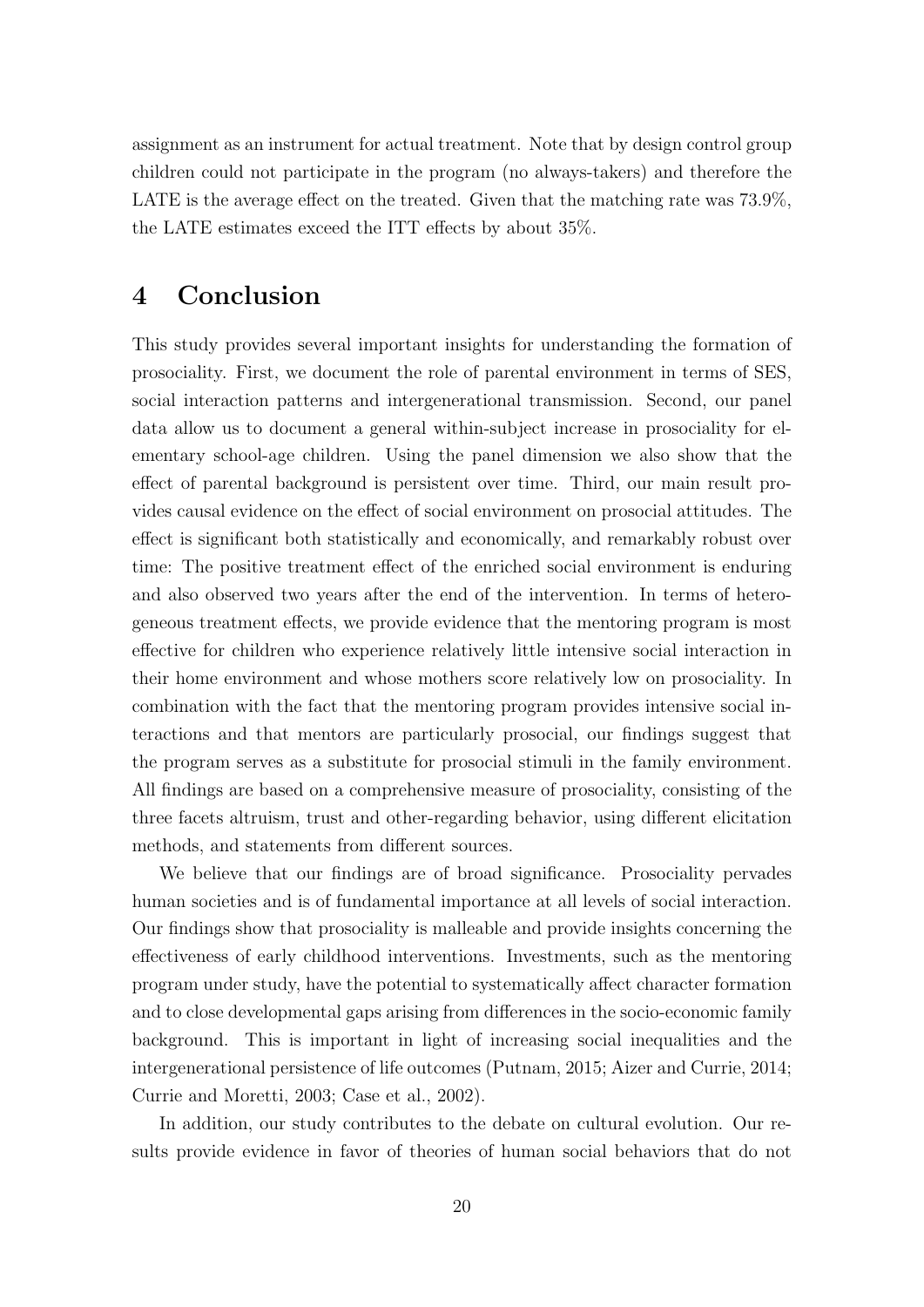assignment as an instrument for actual treatment. Note that by design control group children could not participate in the program (no always-takers) and therefore the LATE is the average effect on the treated. Given that the matching rate was 73.9%, the LATE estimates exceed the ITT effects by about 35%.

# 4 Conclusion

This study provides several important insights for understanding the formation of prosociality. First, we document the role of parental environment in terms of SES, social interaction patterns and intergenerational transmission. Second, our panel data allow us to document a general within-subject increase in prosociality for elementary school-age children. Using the panel dimension we also show that the effect of parental background is persistent over time. Third, our main result provides causal evidence on the effect of social environment on prosocial attitudes. The effect is significant both statistically and economically, and remarkably robust over time: The positive treatment effect of the enriched social environment is enduring and also observed two years after the end of the intervention. In terms of heterogeneous treatment effects, we provide evidence that the mentoring program is most effective for children who experience relatively little intensive social interaction in their home environment and whose mothers score relatively low on prosociality. In combination with the fact that the mentoring program provides intensive social interactions and that mentors are particularly prosocial, our findings suggest that the program serves as a substitute for prosocial stimuli in the family environment. All findings are based on a comprehensive measure of prosociality, consisting of the three facets altruism, trust and other-regarding behavior, using different elicitation methods, and statements from different sources.

We believe that our findings are of broad significance. Prosociality pervades human societies and is of fundamental importance at all levels of social interaction. Our findings show that prosociality is malleable and provide insights concerning the effectiveness of early childhood interventions. Investments, such as the mentoring program under study, have the potential to systematically affect character formation and to close developmental gaps arising from differences in the socio-economic family background. This is important in light of increasing social inequalities and the intergenerational persistence of life outcomes (Putnam, 2015; Aizer and Currie, 2014; Currie and Moretti, 2003; Case et al., 2002).

In addition, our study contributes to the debate on cultural evolution. Our results provide evidence in favor of theories of human social behaviors that do not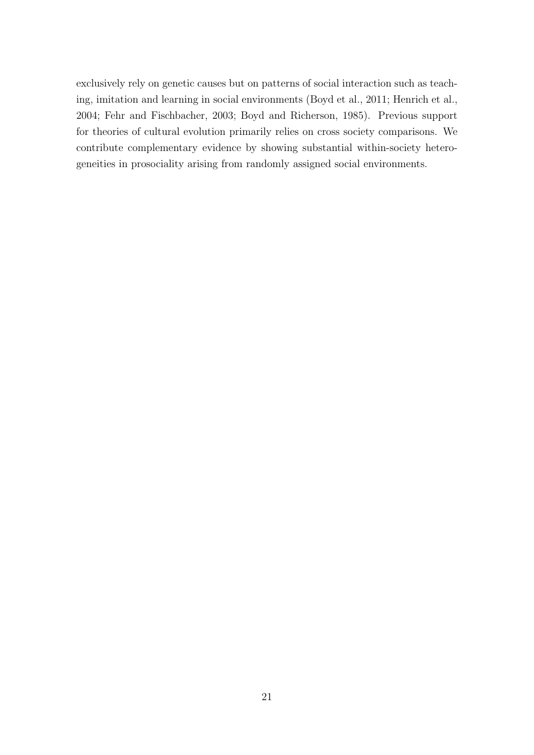exclusively rely on genetic causes but on patterns of social interaction such as teaching, imitation and learning in social environments (Boyd et al., 2011; Henrich et al., 2004; Fehr and Fischbacher, 2003; Boyd and Richerson, 1985). Previous support for theories of cultural evolution primarily relies on cross society comparisons. We contribute complementary evidence by showing substantial within-society heterogeneities in prosociality arising from randomly assigned social environments.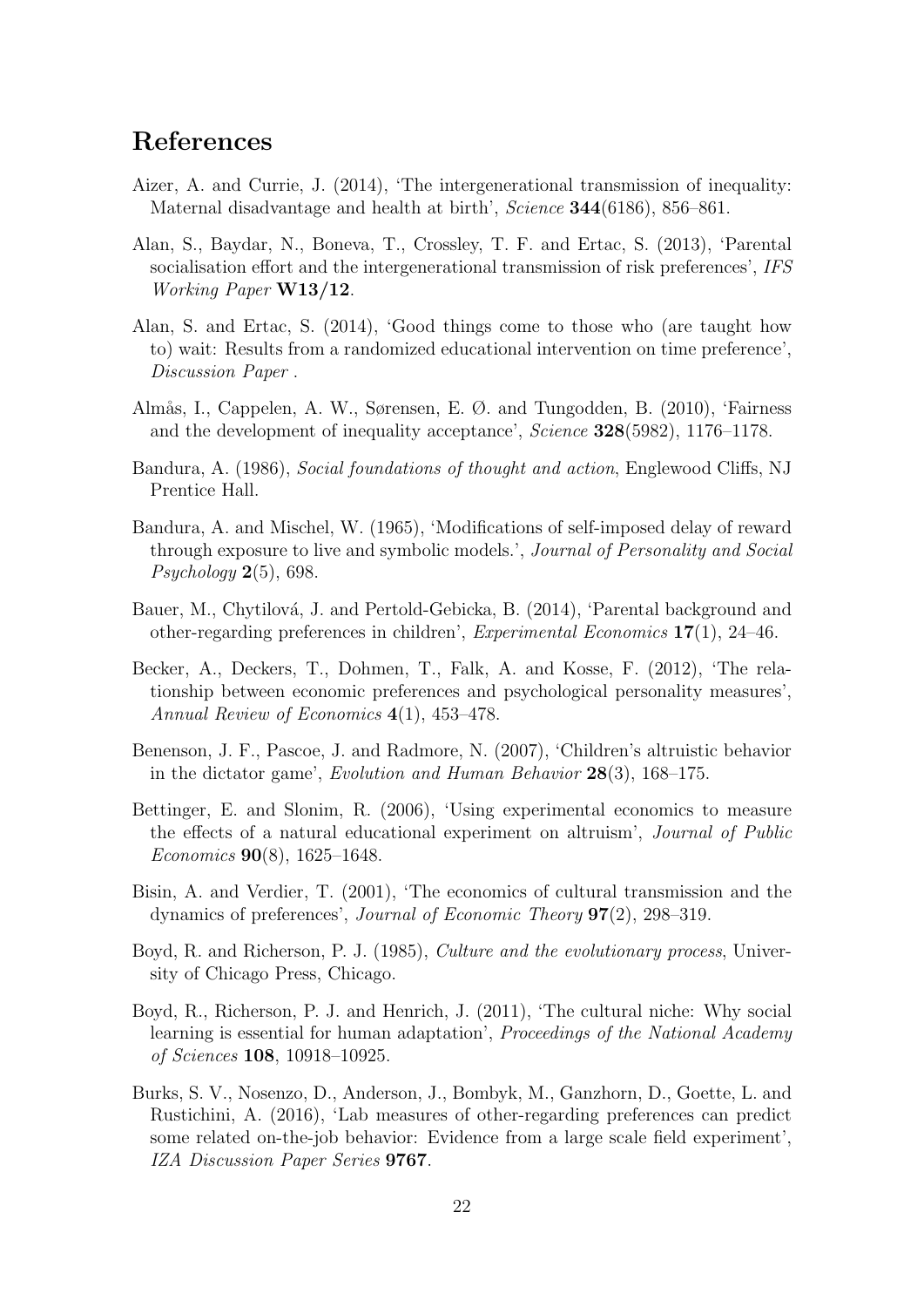## References

Aizer, A. and Currie, J. (2014), 'The intergenerational transmission of inequality: Maternal disadvantage and health at birth', *Science* **344**(6186), 856–861.

Alan, S., Baydar, N., Boneva, T., Crossley, T. F. and Ertac, S. (2013), 'Parental socialisation effort and the intergenerational transmission of risk preferences', *IFS Working Paper* **W13/12**.

Alan, S. and Ertac, S. (2014), 'Good things come to those who (are taught how to) wait: Results from a randomized educational intervention on time preference', *Discussion Paper* .

Almås, I., Cappelen, A. W., Sørensen, E. Ø. and Tungodden, B. (2010), 'Fairness and the development of inequality acceptance', *Science* **328**(5982), 1176–1178.

Bandura, A. (1986), *Social foundations of thought and action*, Englewood Cliffs, NJ Prentice Hall.

Bandura, A. and Mischel, W. (1965), 'Modifications of self-imposed delay of reward through exposure to live and symbolic models.', *Journal of Personality and Social Psychology* **2**(5), 698.

Bauer, M., Chytilová, J. and Pertold-Gebicka, B. (2014), 'Parental background and other-regarding preferences in children', *Experimental Economics* **17**(1), 24–46.

Becker, A., Deckers, T., Dohmen, T., Falk, A. and Kosse, F. (2012), 'The relationship between economic preferences and psychological personality measures', *Annual Review of Economics* **4**(1), 453–478.

Benenson, J. F., Pascoe, J. and Radmore, N. (2007), 'Children's altruistic behavior in the dictator game', *Evolution and Human Behavior* **28**(3), 168–175.

Bettinger, E. and Slonim, R. (2006), 'Using experimental economics to measure the effects of a natural educational experiment on altruism', *Journal of Public Economics* **90**(8), 1625–1648.

Bisin, A. and Verdier, T. (2001), 'The economics of cultural transmission and the dynamics of preferences', *Journal of Economic Theory* **97**(2), 298–319.

Boyd, R. and Richerson, P. J. (1985), *Culture and the evolutionary process*, University of Chicago Press, Chicago.

Boyd, R., Richerson, P. J. and Henrich, J. (2011), 'The cultural niche: Why social learning is essential for human adaptation', *Proceedings of the National Academy of Sciences* **108**, 10918–10925.

Burks, S. V., Nosenzo, D., Anderson, J., Bombyk, M., Ganzhorn, D., Goette, L. and Rustichini, A. (2016), 'Lab measures of other-regarding preferences can predict some related on-the-job behavior: Evidence from a large scale field experiment', *IZA Discussion Paper Series* **9767**.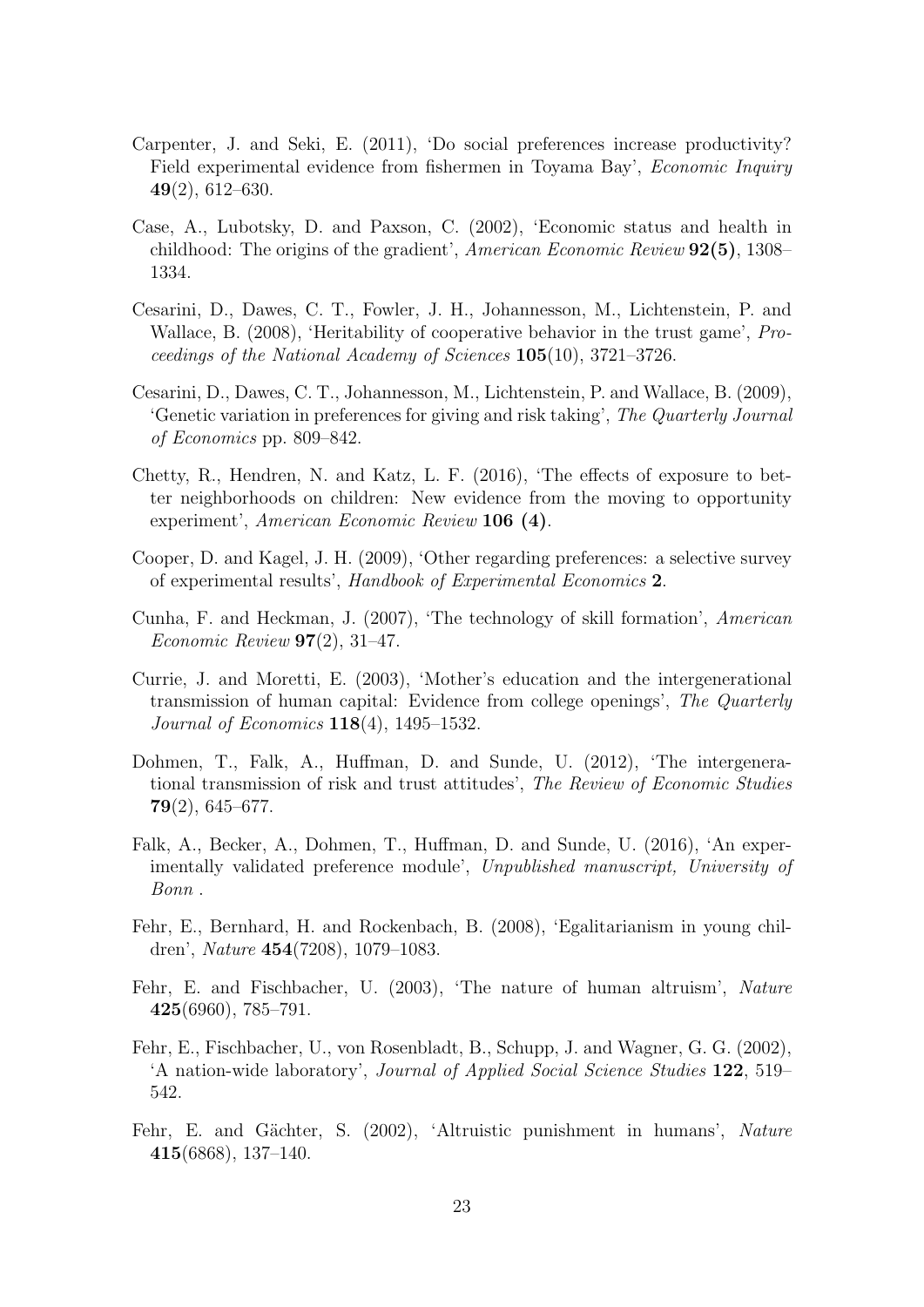Carpenter, J. and Seki, E. (2011), 'Do social preferences increase productivity? Field experimental evidence from fishermen in Toyama Bay', *Economic Inquiry* **49**(2), 612–630.

Case, A., Lubotsky, D. and Paxson, C. (2002), 'Economic status and health in childhood: The origins of the gradient', *American Economic Review* **92(5)**, 1308–1334.

Cesarini, D., Dawes, C. T., Fowler, J. H., Johannesson, M., Lichtenstein, P. and Wallace, B. (2008), 'Heritability of cooperative behavior in the trust game', *Proceedings of the National Academy of Sciences* **105**(10), 3721–3726.

Cesarini, D., Dawes, C. T., Johannesson, M., Lichtenstein, P. and Wallace, B. (2009), 'Genetic variation in preferences for giving and risk taking', *The Quarterly Journal of Economics* pp. 809–842.

Chetty, R., Hendren, N. and Katz, L. F. (2016), 'The effects of exposure to better neighborhoods on children: New evidence from the moving to opportunity experiment', *American Economic Review* **106 (4)**.

Cooper, D. and Kagel, J. H. (2009), 'Other regarding preferences: a selective survey of experimental results', *Handbook of Experimental Economics* **2**.

Cunha, F. and Heckman, J. (2007), 'The technology of skill formation', *American Economic Review* **97**(2), 31–47.

Currie, J. and Moretti, E. (2003), 'Mother's education and the intergenerational transmission of human capital: Evidence from college openings', *The Quarterly Journal of Economics* **118**(4), 1495–1532.

Dohmen, T., Falk, A., Huffman, D. and Sunde, U. (2012), 'The intergenerational transmission of risk and trust attitudes', *The Review of Economic Studies* **79**(2), 645–677.

Falk, A., Becker, A., Dohmen, T., Huffman, D. and Sunde, U. (2016), 'An experimentally validated preference module', *Unpublished manuscript, University of Bonn* .

Fehr, E., Bernhard, H. and Rockenbach, B. (2008), 'Egalitarianism in young children', *Nature* **454**(7208), 1079–1083.

Fehr, E. and Fischbacher, U. (2003), 'The nature of human altruism', *Nature* **425**(6960), 785–791.

Fehr, E., Fischbacher, U., von Rosenbladt, B., Schupp, J. and Wagner, G. G. (2002), 'A nation-wide laboratory', *Journal of Applied Social Science Studies* **122**, 519–542.

Fehr, E. and Gächter, S. (2002), 'Altruistic punishment in humans', *Nature* **415**(6868), 137–140.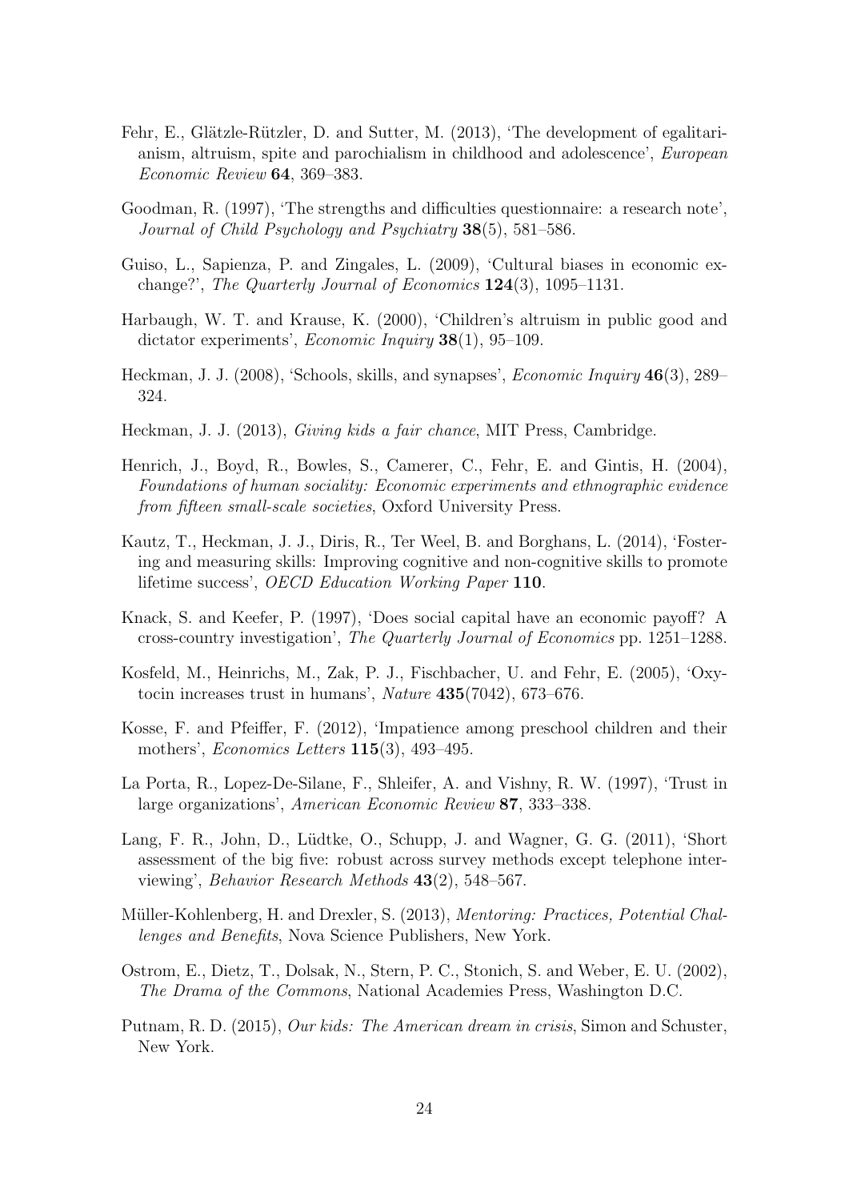Fehr, E., Glätzle-Rützler, D. and Sutter, M. (2013), 'The development of egalitarianism, altruism, spite and parochialism in childhood and adolescence', *European Economic Review* **64**, 369–383.

Goodman, R. (1997), 'The strengths and difficulties questionnaire: a research note', *Journal of Child Psychology and Psychiatry* **38**(5), 581–586.

Guiso, L., Sapienza, P. and Zingales, L. (2009), 'Cultural biases in economic exchange?', *The Quarterly Journal of Economics* **124**(3), 1095–1131.

Harbaugh, W. T. and Krause, K. (2000), 'Children's altruism in public good and dictator experiments', *Economic Inquiry* **38**(1), 95–109.

Heckman, J. J. (2008), 'Schools, skills, and synapses', *Economic Inquiry* **46**(3), 289–324.

Heckman, J. J. (2013), *Giving kids a fair chance*, MIT Press, Cambridge.

Henrich, J., Boyd, R., Bowles, S., Camerer, C., Fehr, E. and Gintis, H. (2004), *Foundations of human sociality: Economic experiments and ethnographic evidence from fifteen small-scale societies*, Oxford University Press.

Kautz, T., Heckman, J. J., Diris, R., Ter Weel, B. and Borghans, L. (2014), 'Fostering and measuring skills: Improving cognitive and non-cognitive skills to promote lifetime success', *OECD Education Working Paper* **110**.

Knack, S. and Keefer, P. (1997), 'Does social capital have an economic payoff? A cross-country investigation', *The Quarterly Journal of Economics* pp. 1251–1288.

Kosfeld, M., Heinrichs, M., Zak, P. J., Fischbacher, U. and Fehr, E. (2005), 'Oxytocin increases trust in humans', *Nature* **435**(7042), 673–676.

Kosse, F. and Pfeiffer, F. (2012), 'Impatience among preschool children and their mothers', *Economics Letters* **115**(3), 493–495.

La Porta, R., Lopez-De-Silane, F., Shleifer, A. and Vishny, R. W. (1997), 'Trust in large organizations', *American Economic Review* **87**, 333–338.

Lang, F. R., John, D., Lüdtke, O., Schupp, J. and Wagner, G. G. (2011), 'Short assessment of the big five: robust across survey methods except telephone interviewing', *Behavior Research Methods* **43**(2), 548–567.

Müller-Kohlenberg, H. and Drexler, S. (2013), *Mentoring: Practices, Potential Challenges and Benefits*, Nova Science Publishers, New York.

Ostrom, E., Dietz, T., Dolsak, N., Stern, P. C., Stonich, S. and Weber, E. U. (2002), *The Drama of the Commons*, National Academies Press, Washington D.C.

Putnam, R. D. (2015), *Our kids: The American dream in crisis*, Simon and Schuster, New York.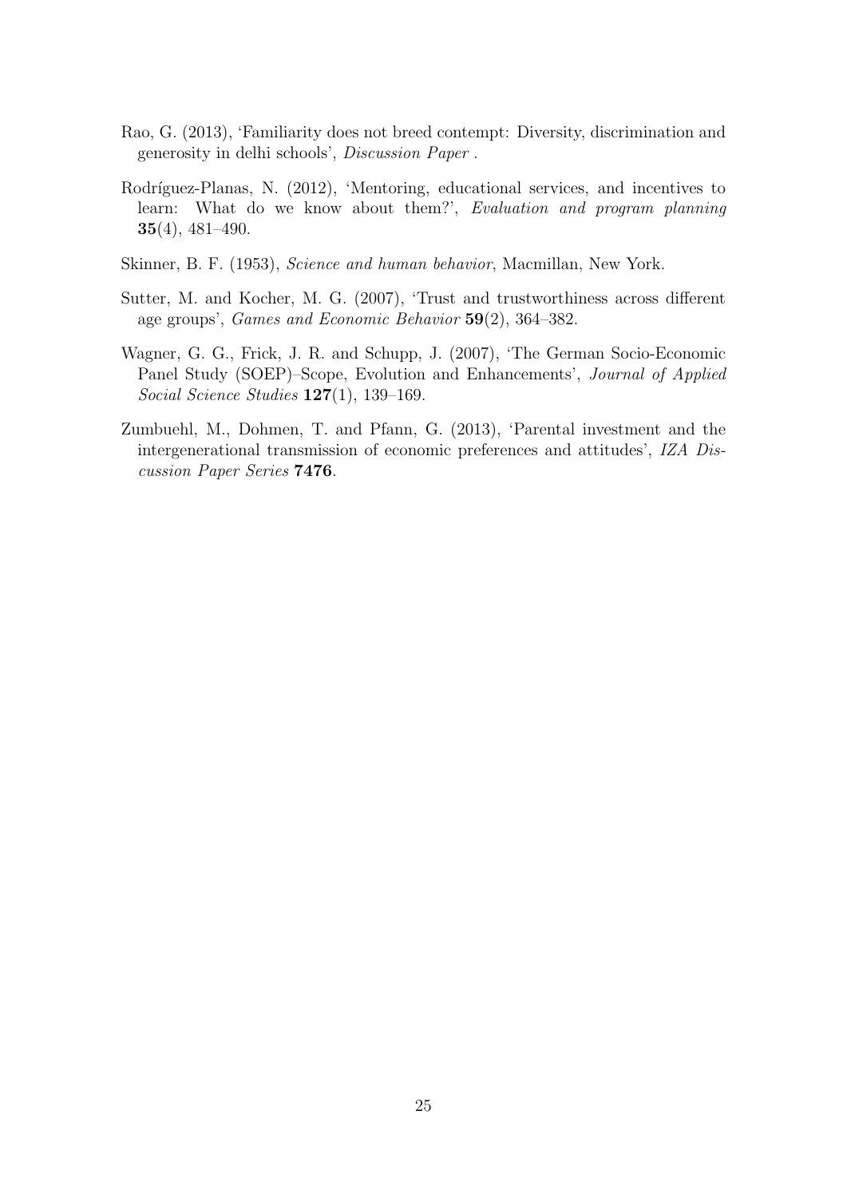Rao, G. (2013), 'Familiarity does not breed contempt: Diversity, discrimination and generosity in delhi schools', *Discussion Paper* .

Rodríguez-Planas, N. (2012), 'Mentoring, educational services, and incentives to learn: What do we know about them?', *Evaluation and program planning* **35**(4), 481–490.

Skinner, B. F. (1953), *Science and human behavior*, Macmillan, New York.

Sutter, M. and Kocher, M. G. (2007), 'Trust and trustworthiness across different age groups', *Games and Economic Behavior* **59**(2), 364–382.

Wagner, G. G., Frick, J. R. and Schupp, J. (2007), 'The German Socio-Economic Panel Study (SOEP)–Scope, Evolution and Enhancements', *Journal of Applied Social Science Studies* **127**(1), 139–169.

Zumbuehl, M., Dohmen, T. and Pfann, G. (2013), 'Parental investment and the intergenerational transmission of economic preferences and attitudes', *IZA Discussion Paper Series* **7476**.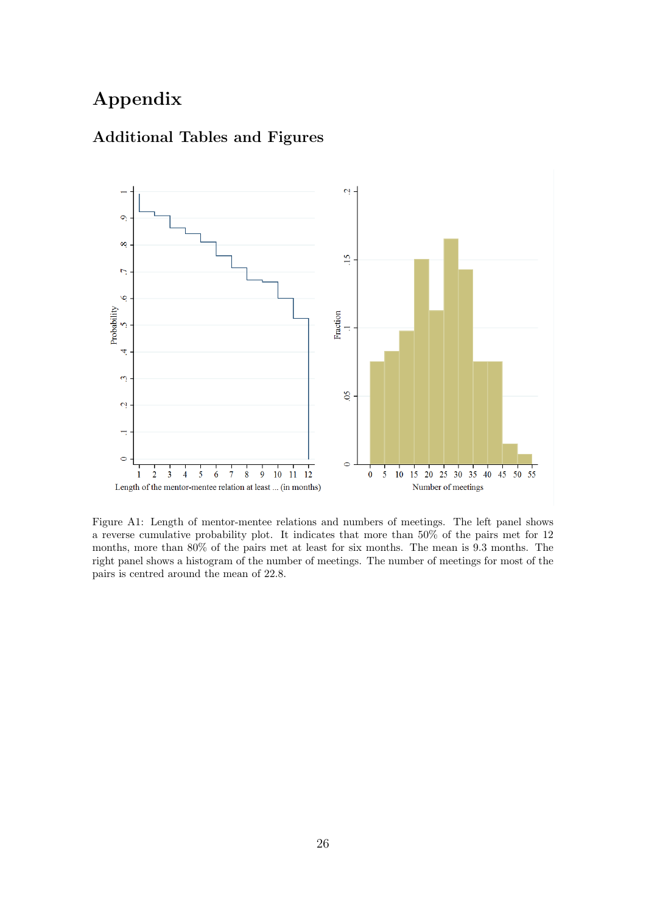# Appendix

## Additional Tables and Figures

Figure A1: Length of mentor-mentee relations and numbers of meetings. The left panel shows a reverse cumulative probability plot. It indicates that more than 50% of the pairs met for 12 months, more than 80% of the pairs met at least for six months. The mean is 9.3 months. The right panel shows a histogram of the number of meetings. The number of meetings for most of the pairs is centred around the mean of 22.8.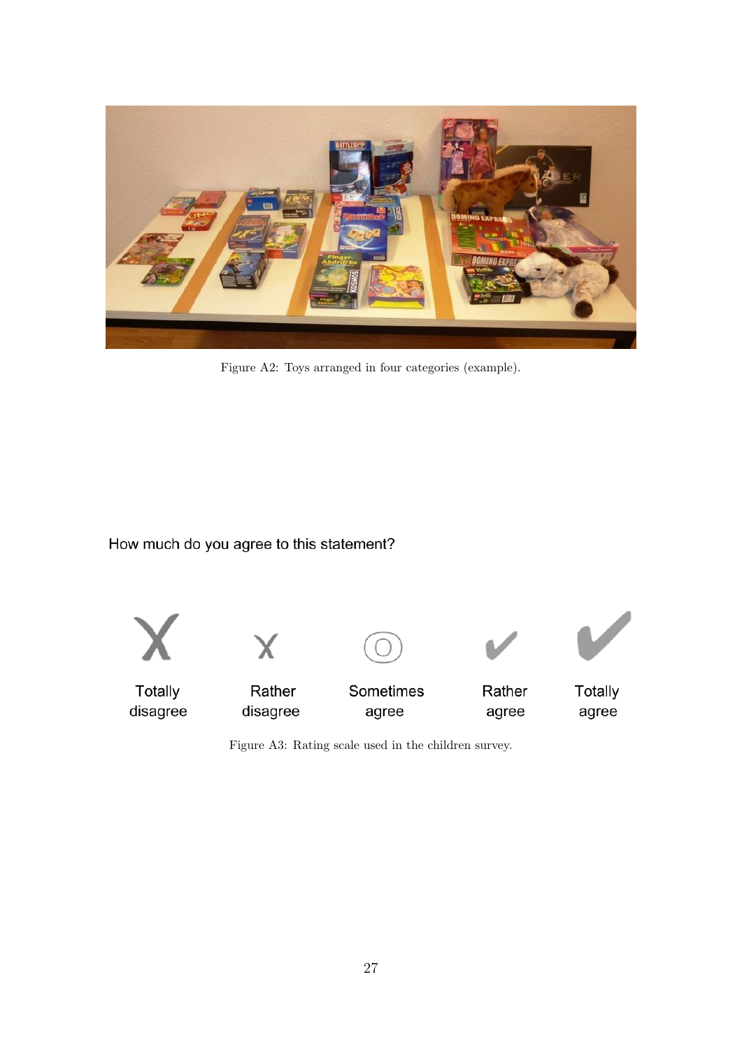Figure A2: Toys arranged in four categories (example).

How much do you agree to this statement?

| Totally disagree | Rather disagree | Sometimes agree | Rather agree | Totally agree |
|---|---|---|---|---|

Figure A3: Rating scale used in the children survey.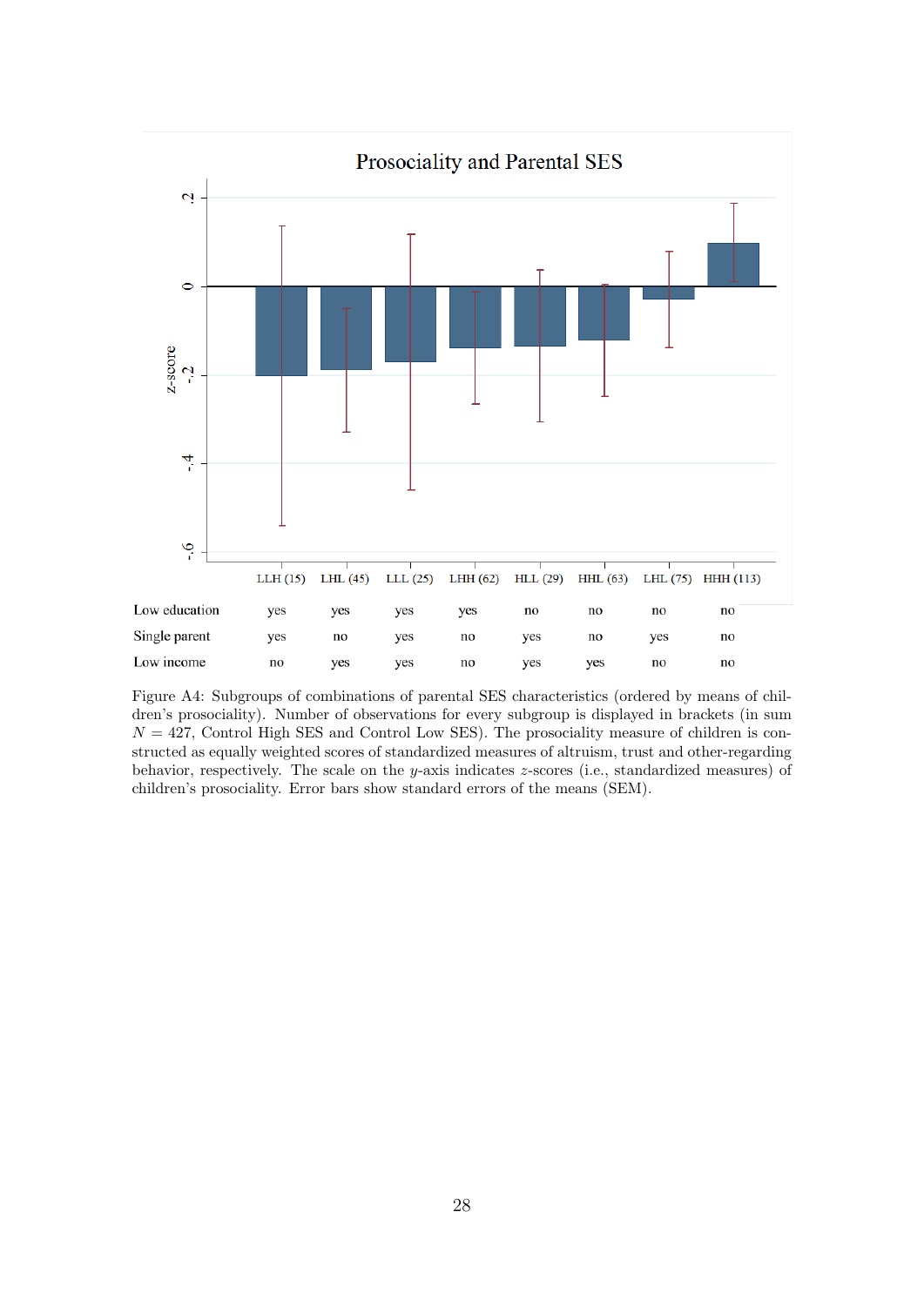Prosociality and Parental SES

|  | LLH (15) | LHL (45) | LLL (25) | LHH (62) | HLL (29) | HHL (63) | LHL (75) | HHH (113) |
|---|---|---|---|---|---|---|---|---|
| Low education | yes | yes | yes | yes | no | no | no | no |
| Single parent | yes | no | yes | no | yes | no | yes | no |
| Low income | no | yes | yes | no | yes | yes | no | no |

Figure A4: Subgroups of combinations of parental SES characteristics (ordered by means of children's prosociality). Number of observations for every subgroup is displayed in brackets (in sum $N = 427$, Control High SES and Control Low SES). The prosociality measure of children is constructed as equally weighted scores of standardized measures of altruism, trust and other-regarding behavior, respectively. The scale on the $y$-axis indicates $z$-scores (i.e., standardized measures) of children's prosociality. Error bars show standard errors of the means (SEM).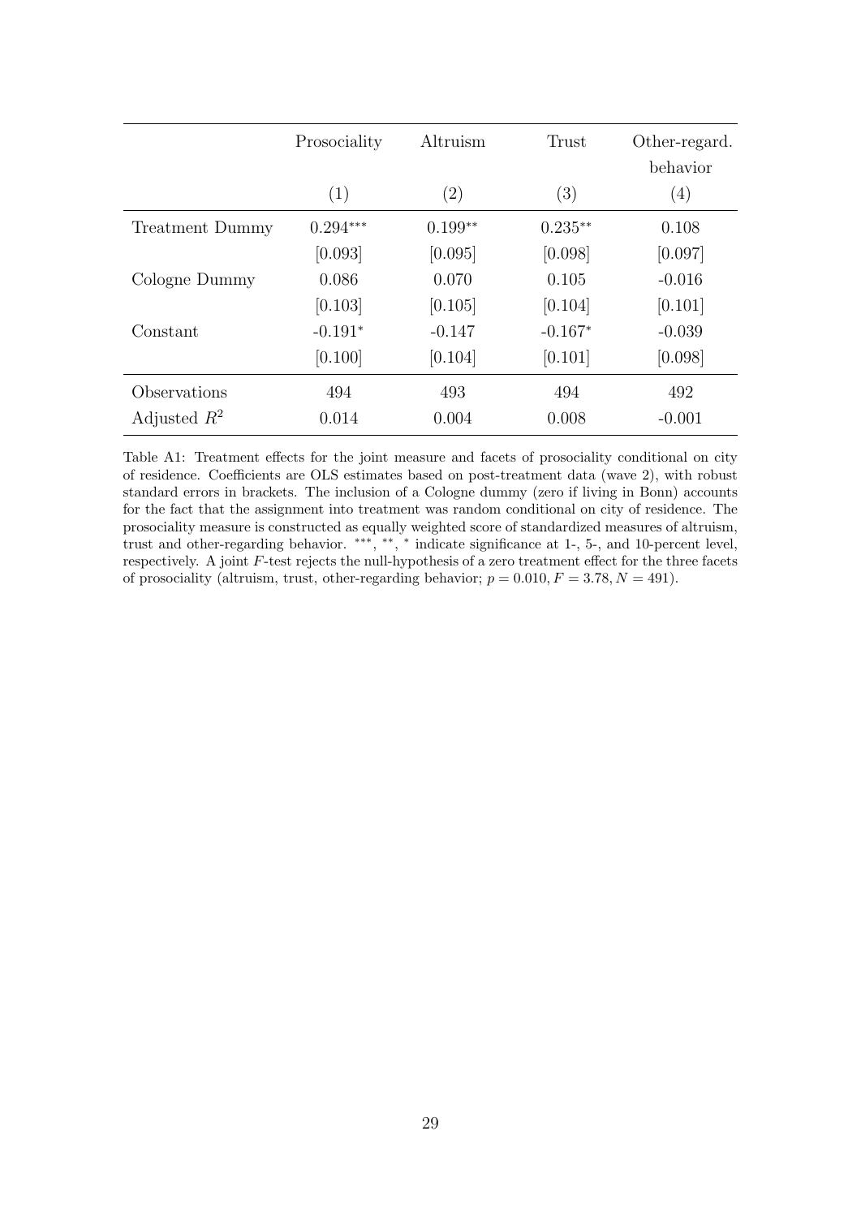| | Prosociality | Altruism | Trust | Other-regard. behavior |
|---|---|---|---|---|
| | (1) | (2) | (3) | (4) |
| Treatment Dummy | 0.294*** | 0.199** | 0.235** | 0.108 |
| | [0.093] | [0.095] | [0.098] | [0.097] |
| Cologne Dummy | 0.086 | 0.070 | 0.105 | -0.016 |
| | [0.103] | [0.105] | [0.104] | [0.101] |
| Constant | -0.191* | -0.147 | -0.167* | -0.039 |
| | [0.100] | [0.104] | [0.101] | [0.098] |
| Observations | 494 | 493 | 494 | 492 |
| Adjusted $R^2$ | 0.014 | 0.004 | 0.008 | -0.001 |

Table A1: Treatment effects for the joint measure and facets of prosociality conditional on city of residence. Coefficients are OLS estimates based on post-treatment data (wave 2), with robust standard errors in brackets. The inclusion of a Cologne dummy (zero if living in Bonn) accounts for the fact that the assignment into treatment was random conditional on city of residence. The prosociality measure is constructed as equally weighted score of standardized measures of altruism, trust and other-regarding behavior. ***, **, * indicate significance at 1-, 5-, and 10-percent level, respectively. A joint $F$-test rejects the null-hypothesis of a zero treatment effect for the three facets of prosociality (altruism, trust, other-regarding behavior; $p = 0.010, F = 3.78, N = 491$).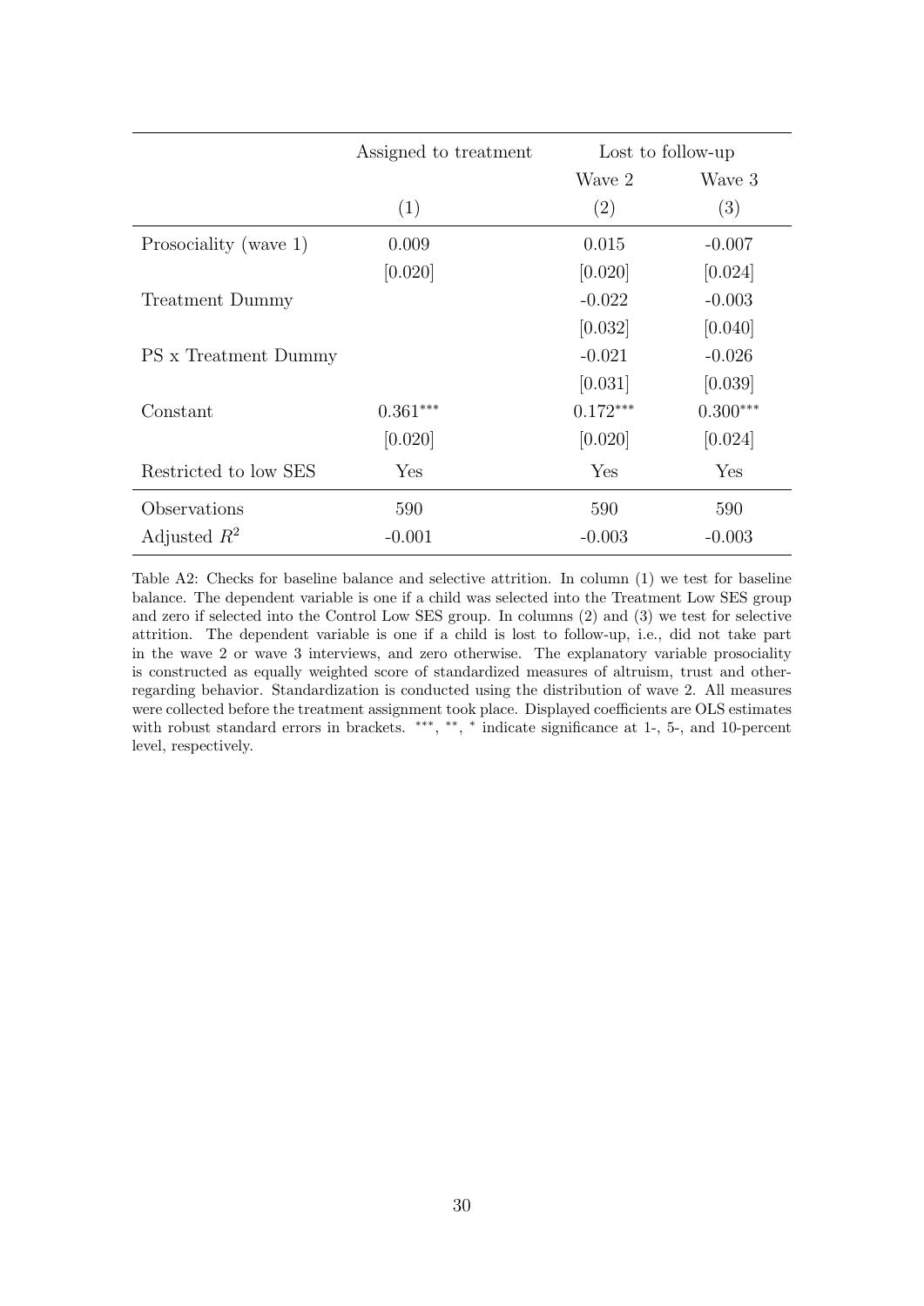| | Assigned to treatment | Lost to follow-up | |
|---|---|---|---|
| | | Wave 2 | Wave 3 |
| | (1) | (2) | (3) |
| Prosociality (wave 1) | 0.009 | 0.015 | -0.007 |
| | [0.020] | [0.020] | [0.024] |
| Treatment Dummy | | -0.022 | -0.003 |
| | | [0.032] | [0.040] |
| PS x Treatment Dummy | | -0.021 | -0.026 |
| | | [0.031] | [0.039] |
| Constant | 0.361*** | 0.172*** | 0.300*** |
| | [0.020] | [0.020] | [0.024] |
| Restricted to low SES | Yes | Yes | Yes |
| Observations | 590 | 590 | 590 |
| Adjusted $R^2$ | -0.001 | -0.003 | -0.003 |

Table A2: Checks for baseline balance and selective attrition. In column (1) we test for baseline balance. The dependent variable is one if a child was selected into the Treatment Low SES group and zero if selected into the Control Low SES group. In columns (2) and (3) we test for selective attrition. The dependent variable is one if a child is lost to follow-up, i.e., did not take part in the wave 2 or wave 3 interviews, and zero otherwise. The explanatory variable prosociality is constructed as equally weighted score of standardized measures of altruism, trust and other-regarding behavior. Standardization is conducted using the distribution of wave 2. All measures were collected before the treatment assignment took place. Displayed coefficients are OLS estimates with robust standard errors in brackets. ***, **, * indicate significance at 1-, 5-, and 10-percent level, respectively.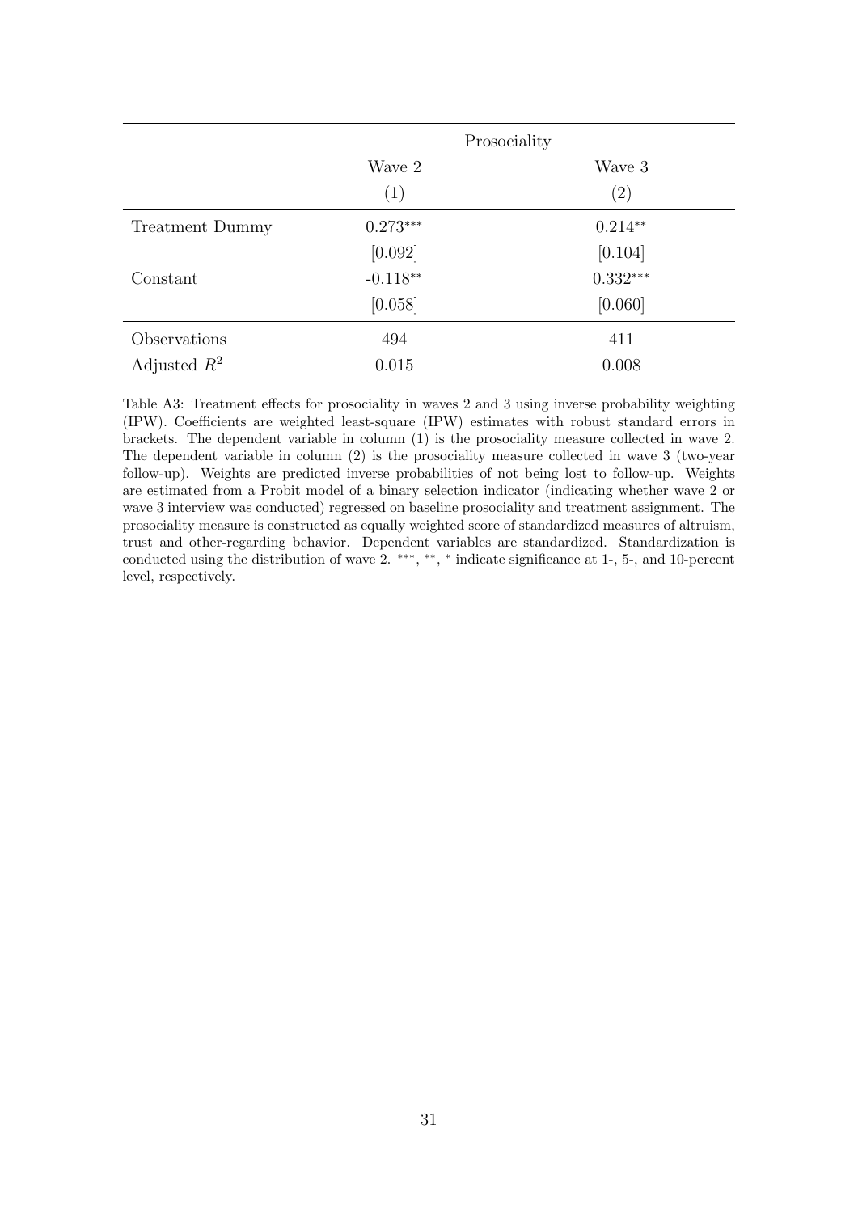| | Prosociality | |
|---|---|---|
| | Wave 2 | Wave 3 |
| | (1) | (2) |
| Treatment Dummy | 0.273*** | 0.214** |
| | [0.092] | [0.104] |
| Constant | -0.118** | 0.332*** |
| | [0.058] | [0.060] |
| Observations | 494 | 411 |
| Adjusted $R^2$ | 0.015 | 0.008 |

Table A3: Treatment effects for prosociality in waves 2 and 3 using inverse probability weighting (IPW). Coefficients are weighted least-square (IPW) estimates with robust standard errors in brackets. The dependent variable in column (1) is the prosociality measure collected in wave 2. The dependent variable in column (2) is the prosociality measure collected in wave 3 (two-year follow-up). Weights are predicted inverse probabilities of not being lost to follow-up. Weights are estimated from a Probit model of a binary selection indicator (indicating whether wave 2 or wave 3 interview was conducted) regressed on baseline prosociality and treatment assignment. The prosociality measure is constructed as equally weighted score of standardized measures of altruism, trust and other-regarding behavior. Dependent variables are standardized. Standardization is conducted using the distribution of wave 2. ***, **, * indicate significance at 1-, 5-, and 10-percent level, respectively.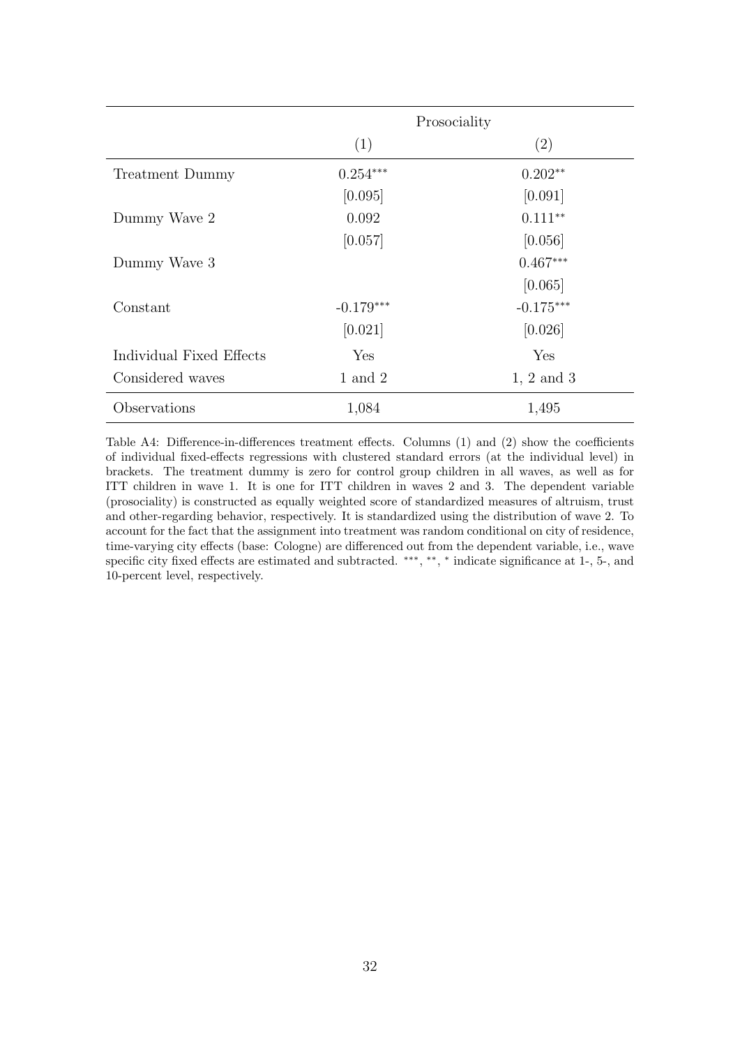| | Prosociality | |
|---|---|---|
| | (1) | (2) |
| Treatment Dummy | 0.254*** | 0.202** |
| | [0.095] | [0.091] |
| Dummy Wave 2 | 0.092 | 0.111** |
| | [0.057] | [0.056] |
| Dummy Wave 3 | | 0.467*** |
| | | [0.065] |
| Constant | -0.179*** | -0.175*** |
| | [0.021] | [0.026] |
| Individual Fixed Effects | Yes | Yes |
| Considered waves | 1 and 2 | 1, 2 and 3 |
| Observations | 1,084 | 1,495 |

Table A4: Difference-in-differences treatment effects. Columns (1) and (2) show the coefficients of individual fixed-effects regressions with clustered standard errors (at the individual level) in brackets. The treatment dummy is zero for control group children in all waves, as well as for ITT children in wave 1. It is one for ITT children in waves 2 and 3. The dependent variable (prosociality) is constructed as equally weighted score of standardized measures of altruism, trust and other-regarding behavior, respectively. It is standardized using the distribution of wave 2. To account for the fact that the assignment into treatment was random conditional on city of residence, time-varying city effects (base: Cologne) are differenced out from the dependent variable, i.e., wave specific city fixed effects are estimated and subtracted. ***, **, * indicate significance at 1-, 5-, and 10-percent level, respectively.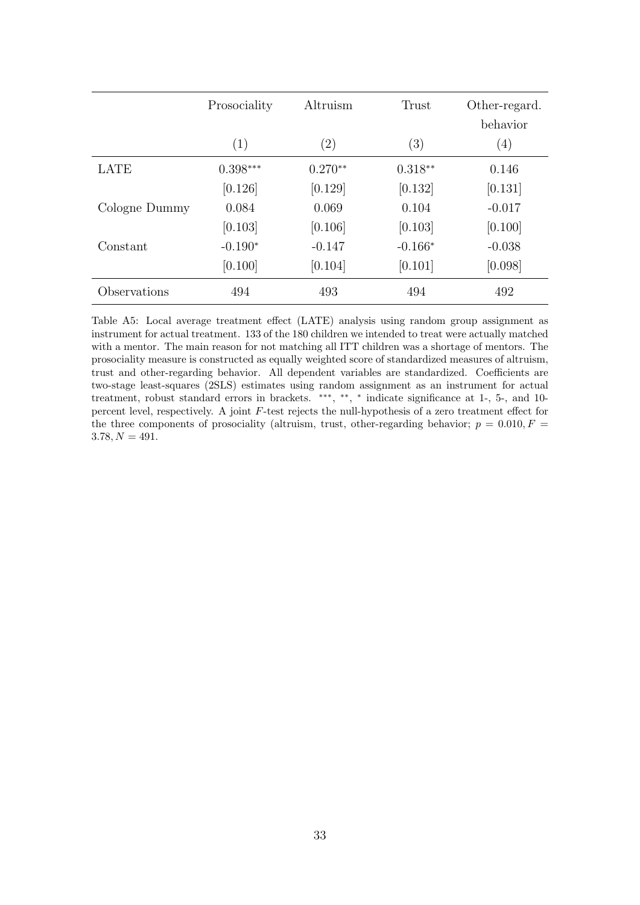| | Prosociality | Altruism | Trust | Other-regard. behavior |
|---|---|---|---|---|
| | (1) | (2) | (3) | (4) |
| LATE | 0.398*** | 0.270** | 0.318** | 0.146 |
| | [0.126] | [0.129] | [0.132] | [0.131] |
| Cologne Dummy | 0.084 | 0.069 | 0.104 | -0.017 |
| | [0.103] | [0.106] | [0.103] | [0.100] |
| Constant | -0.190* | -0.147 | -0.166* | -0.038 |
| | [0.100] | [0.104] | [0.101] | [0.098] |
| Observations | 494 | 493 | 494 | 492 |

Table A5: Local average treatment effect (LATE) analysis using random group assignment as instrument for actual treatment. 133 of the 180 children we intended to treat were actually matched with a mentor. The main reason for not matching all ITT children was a shortage of mentors. The prosociality measure is constructed as equally weighted score of standardized measures of altruism, trust and other-regarding behavior. All dependent variables are standardized. Coefficients are two-stage least-squares (2SLS) estimates using random assignment as an instrument for actual treatment, robust standard errors in brackets. ***, **, * indicate significance at 1-, 5-, and 10-percent level, respectively. A joint $F$-test rejects the null-hypothesis of a zero treatment effect for the three components of prosociality (altruism, trust, other-regarding behavior; $p = 0.010, F = 3.78, N = 491$.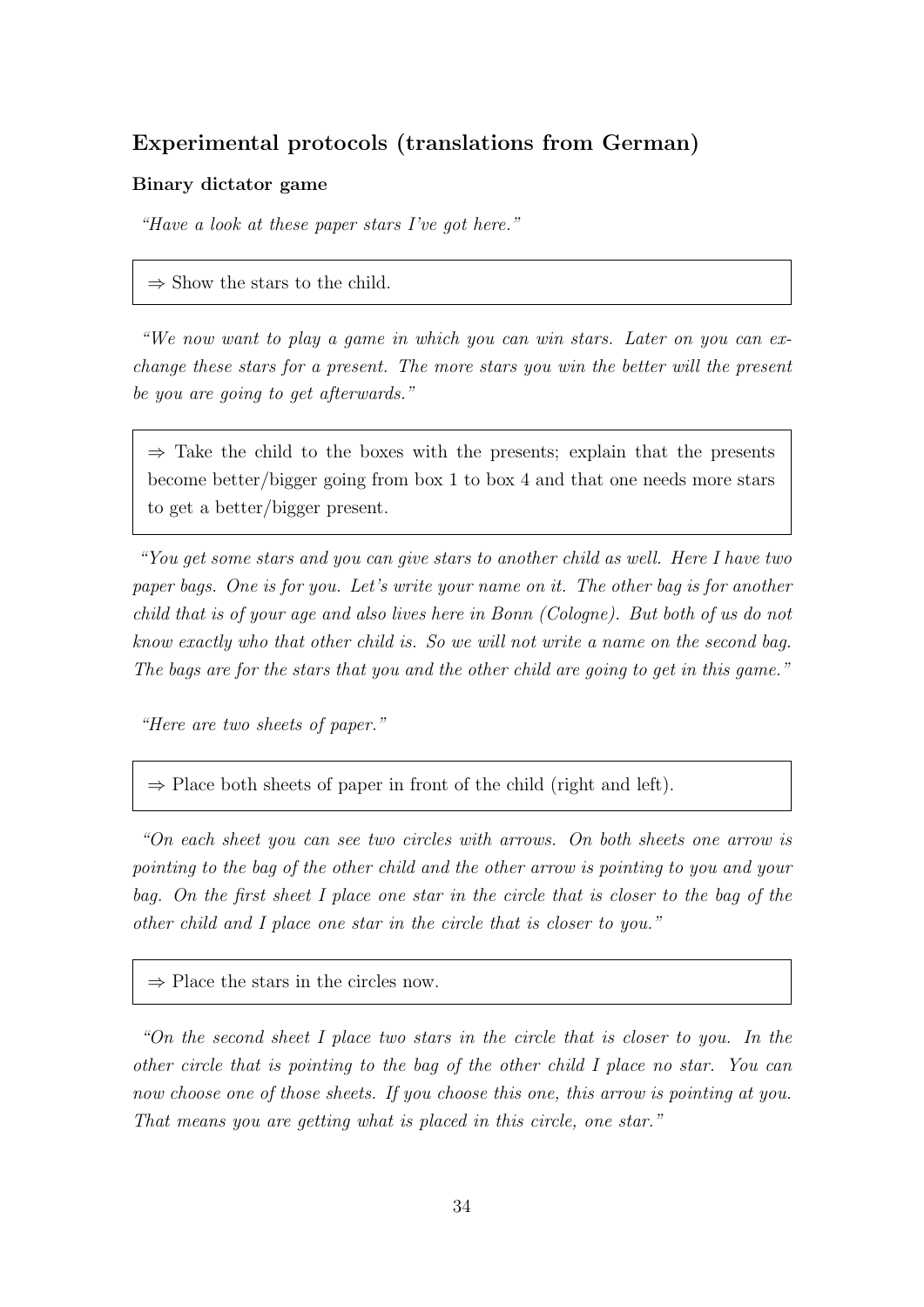## Experimental protocols (translations from German)

### Binary dictator game

*"Have a look at these paper stars I've got here."*

> ⇒ Show the stars to the child.

*"We now want to play a game in which you can win stars. Later on you can exchange these stars for a present. The more stars you win the better will the present be you are going to get afterwards."*

> ⇒ Take the child to the boxes with the presents; explain that the presents become better/bigger going from box 1 to box 4 and that one needs more stars to get a better/bigger present.

*"You get some stars and you can give stars to another child as well. Here I have two paper bags. One is for you. Let's write your name on it. The other bag is for another child that is of your age and also lives here in Bonn (Cologne). But both of us do not know exactly who that other child is. So we will not write a name on the second bag. The bags are for the stars that you and the other child are going to get in this game."*

*"Here are two sheets of paper."*

> ⇒ Place both sheets of paper in front of the child (right and left).

*"On each sheet you can see two circles with arrows. On both sheets one arrow is pointing to the bag of the other child and the other arrow is pointing to you and your bag. On the first sheet I place one star in the circle that is closer to the bag of the other child and I place one star in the circle that is closer to you."*

> ⇒ Place the stars in the circles now.

*"On the second sheet I place two stars in the circle that is closer to you. In the other circle that is pointing to the bag of the other child I place no star. You can now choose one of those sheets. If you choose this one, this arrow is pointing at you. That means you are getting what is placed in this circle, one star."*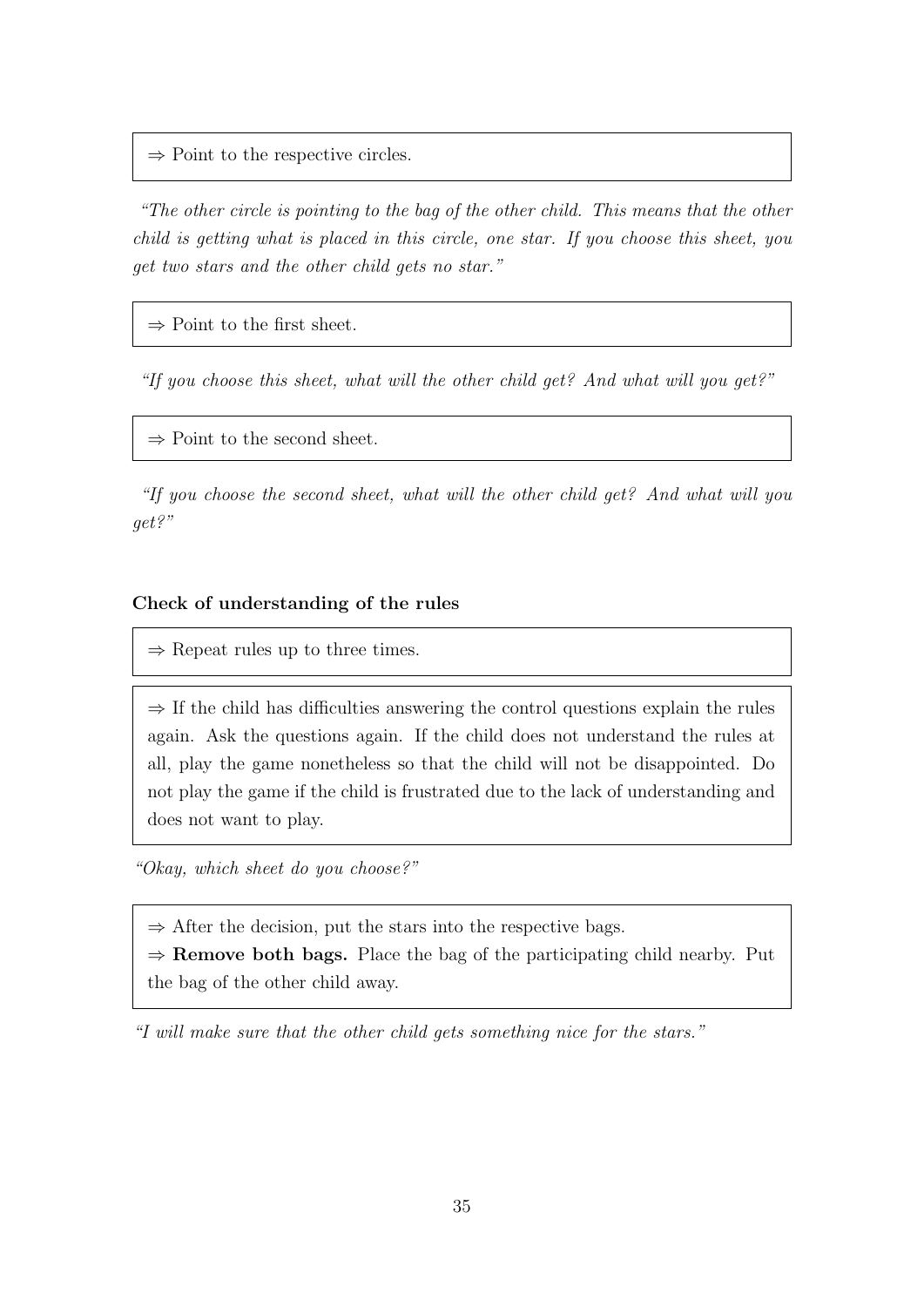⇒ Point to the respective circles.

*"The other circle is pointing to the bag of the other child. This means that the other child is getting what is placed in this circle, one star. If you choose this sheet, you get two stars and the other child gets no star."*

⇒ Point to the first sheet.

*"If you choose this sheet, what will the other child get? And what will you get?"*

⇒ Point to the second sheet.

*"If you choose the second sheet, what will the other child get? And what will you get?"*

**Check of understanding of the rules**

⇒ Repeat rules up to three times.

⇒ If the child has difficulties answering the control questions explain the rules again. Ask the questions again. If the child does not understand the rules at all, play the game nonetheless so that the child will not be disappointed. Do not play the game if the child is frustrated due to the lack of understanding and does not want to play.

*"Okay, which sheet do you choose?"*

⇒ After the decision, put the stars into the respective bags.
⇒ **Remove both bags.** Place the bag of the participating child nearby. Put the bag of the other child away.

*"I will make sure that the other child gets something nice for the stars."*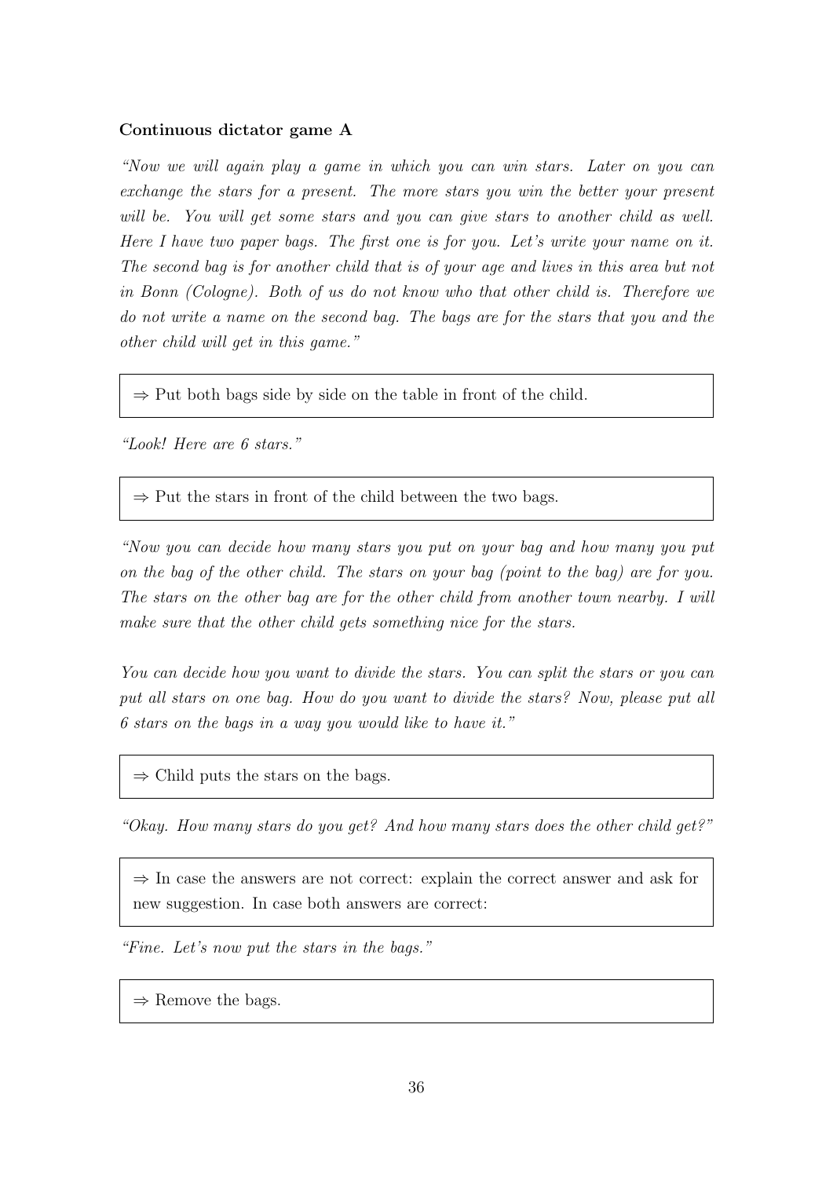**Continuous dictator game A**

*"Now we will again play a game in which you can win stars. Later on you can exchange the stars for a present. The more stars you win the better your present will be. You will get some stars and you can give stars to another child as well. Here I have two paper bags. The first one is for you. Let's write your name on it. The second bag is for another child that is of your age and lives in this area but not in Bonn (Cologne). Both of us do not know who that other child is. Therefore we do not write a name on the second bag. The bags are for the stars that you and the other child will get in this game."*

> ⇒ Put both bags side by side on the table in front of the child.

*"Look! Here are 6 stars."*

> ⇒ Put the stars in front of the child between the two bags.

*"Now you can decide how many stars you put on your bag and how many you put on the bag of the other child. The stars on your bag (point to the bag) are for you. The stars on the other bag are for the other child from another town nearby. I will make sure that the other child gets something nice for the stars.*

*You can decide how you want to divide the stars. You can split the stars or you can put all stars on one bag. How do you want to divide the stars? Now, please put all 6 stars on the bags in a way you would like to have it."*

> ⇒ Child puts the stars on the bags.

*"Okay. How many stars do you get? And how many stars does the other child get?"*

> ⇒ In case the answers are not correct: explain the correct answer and ask for new suggestion. In case both answers are correct:

*"Fine. Let's now put the stars in the bags."*

> ⇒ Remove the bags.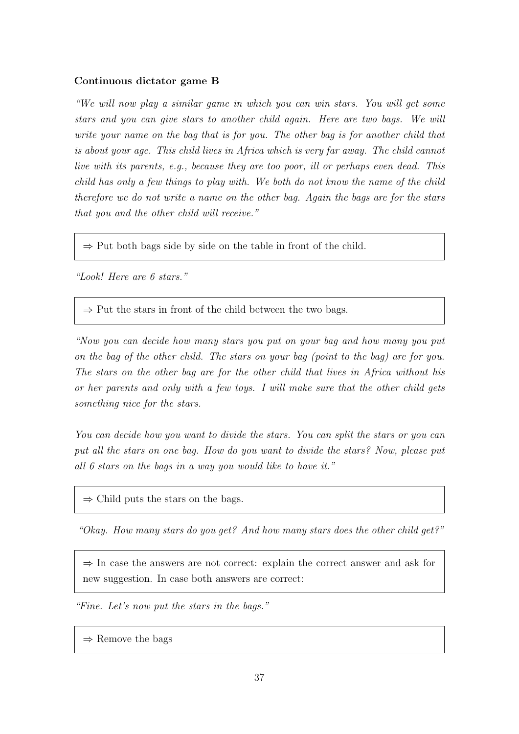**Continuous dictator game B**

*"We will now play a similar game in which you can win stars. You will get some stars and you can give stars to another child again. Here are two bags. We will write your name on the bag that is for you. The other bag is for another child that is about your age. This child lives in Africa which is very far away. The child cannot live with its parents, e.g., because they are too poor, ill or perhaps even dead. This child has only a few things to play with. We both do not know the name of the child therefore we do not write a name on the other bag. Again the bags are for the stars that you and the other child will receive."*

> ⇒ Put both bags side by side on the table in front of the child.

*"Look! Here are 6 stars."*

> ⇒ Put the stars in front of the child between the two bags.

*"Now you can decide how many stars you put on your bag and how many you put on the bag of the other child. The stars on your bag (point to the bag) are for you. The stars on the other bag are for the other child that lives in Africa without his or her parents and only with a few toys. I will make sure that the other child gets something nice for the stars.*

*You can decide how you want to divide the stars. You can split the stars or you can put all the stars on one bag. How do you want to divide the stars? Now, please put all 6 stars on the bags in a way you would like to have it."*

> ⇒ Child puts the stars on the bags.

*"Okay. How many stars do you get? And how many stars does the other child get?"*

> ⇒ In case the answers are not correct: explain the correct answer and ask for new suggestion. In case both answers are correct:

*"Fine. Let's now put the stars in the bags."*

> ⇒ Remove the bags